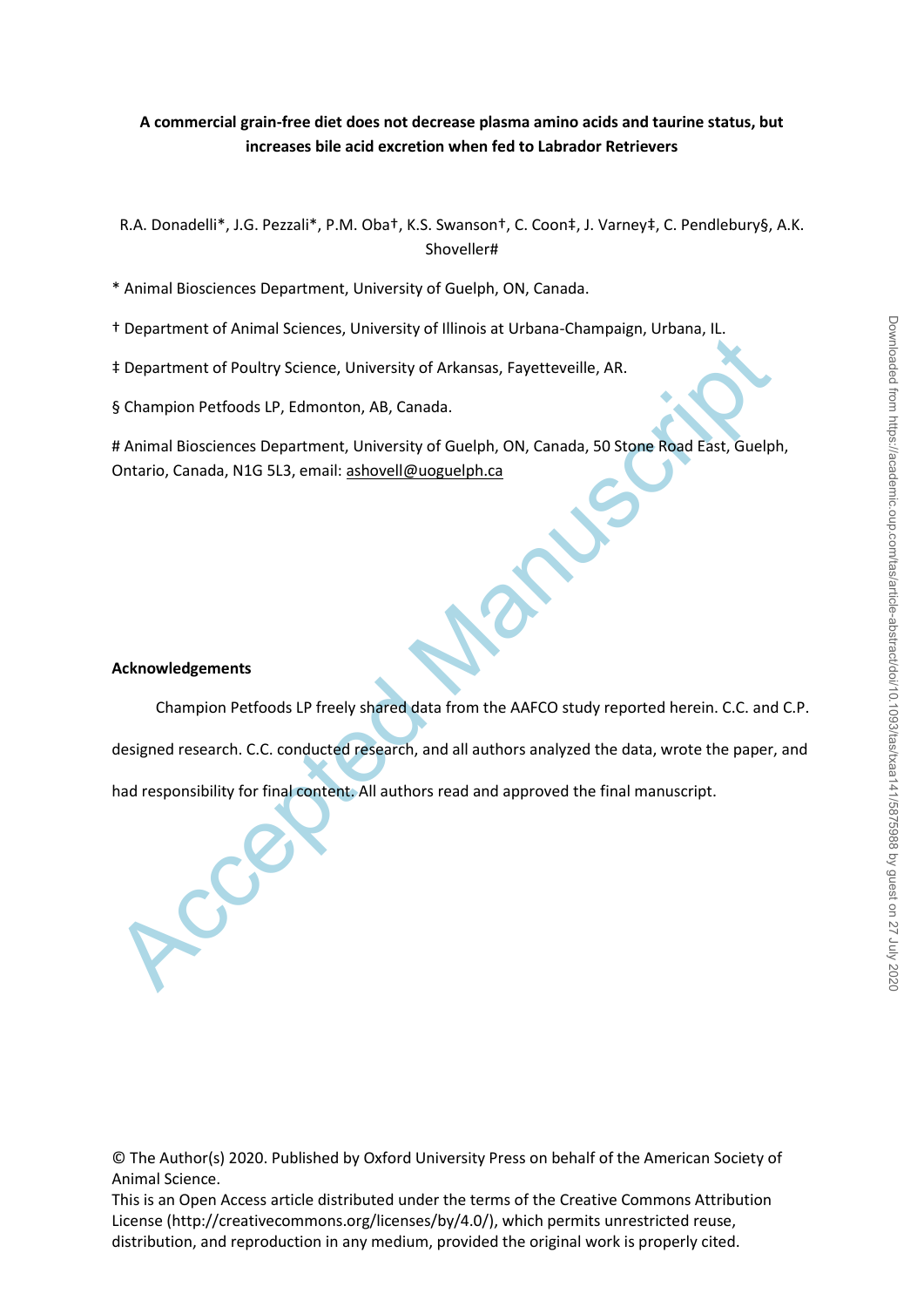**A commercial grain-free diet does not decrease plasma amino acids and taurine status, but increases bile acid excretion when fed to Labrador Retrievers**

R.A. Donadelli*, J.G. Pezzali*, P.M. Oba†, K.S. Swanson†, C. Coon‡, J. Varney‡, C. Pendlebury§, A.K. Shoveller#

\* Animal Biosciences Department, University of Guelph, ON, Canada.

† Department of Animal Sciences, University of Illinois at Urbana-Champaign, Urbana, IL.

‡ Department of Poultry Science, University of Arkansas, Fayetteville, AR.

§ Champion Petfoods LP, Edmonton, AB, Canada.

\# Animal Biosciences Department, University of Guelph, ON, Canada, 50 Stone Road East, Guelph, Ontario, Canada, N1G 5L3, email: ashovell@uoguelph.ca

**Acknowledgements**

Champion Petfoods LP freely shared data from the AAFCO study reported herein. C.C. and C.P. designed research. C.C. conducted research, and all authors analyzed the data, wrote the paper, and had responsibility for final content. All authors read and approved the final manuscript.

© The Author(s) 2020. Published by Oxford University Press on behalf of the American Society of Animal Science.
This is an Open Access article distributed under the terms of the Creative Commons Attribution License (http://creativecommons.org/licenses/by/4.0/), which permits unrestricted reuse, distribution, and reproduction in any medium, provided the original work is properly cited.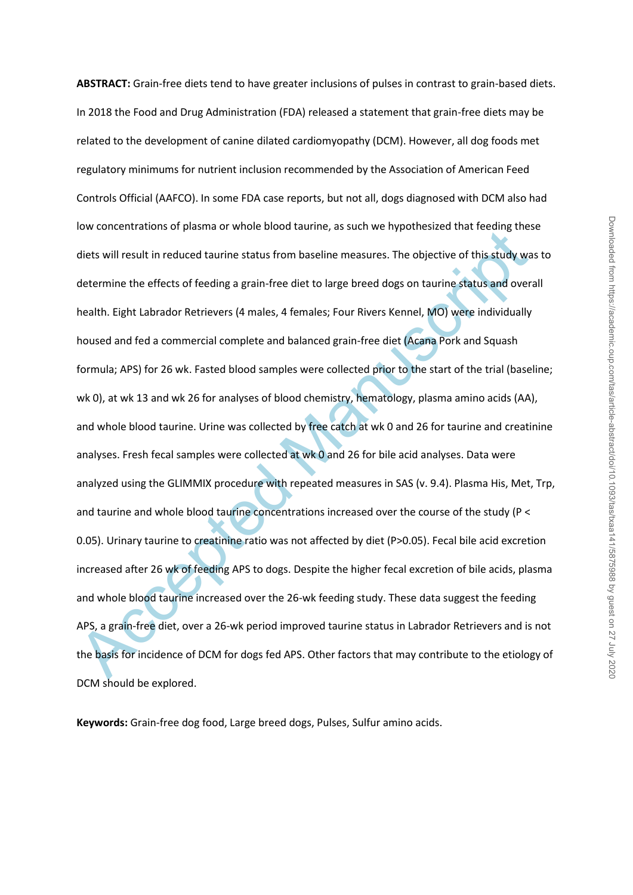**ABSTRACT:** Grain-free diets tend to have greater inclusions of pulses in contrast to grain-based diets. In 2018 the Food and Drug Administration (FDA) released a statement that grain-free diets may be related to the development of canine dilated cardiomyopathy (DCM). However, all dog foods met regulatory minimums for nutrient inclusion recommended by the Association of American Feed Controls Official (AAFCO). In some FDA case reports, but not all, dogs diagnosed with DCM also had low concentrations of plasma or whole blood taurine, as such we hypothesized that feeding these diets will result in reduced taurine status from baseline measures. The objective of this study was to determine the effects of feeding a grain-free diet to large breed dogs on taurine status and overall health. Eight Labrador Retrievers (4 males, 4 females; Four Rivers Kennel, MO) were individually housed and fed a commercial complete and balanced grain-free diet (Acana Pork and Squash formula; APS) for 26 wk. Fasted blood samples were collected prior to the start of the trial (baseline; wk 0), at wk 13 and wk 26 for analyses of blood chemistry, hematology, plasma amino acids (AA), and whole blood taurine. Urine was collected by free catch at wk 0 and 26 for taurine and creatinine analyses. Fresh fecal samples were collected at wk 0 and 26 for bile acid analyses. Data were analyzed using the GLIMMIX procedure with repeated measures in SAS (v. 9.4). Plasma His, Met, Trp, and taurine and whole blood taurine concentrations increased over the course of the study ($P < 0.05$). Urinary taurine to creatinine ratio was not affected by diet ($P > 0.05$). Fecal bile acid excretion increased after 26 wk of feeding APS to dogs. Despite the higher fecal excretion of bile acids, plasma and whole blood taurine increased over the 26-wk feeding study. These data suggest the feeding APS, a grain-free diet, over a 26-wk period improved taurine status in Labrador Retrievers and is not the basis for incidence of DCM for dogs fed APS. Other factors that may contribute to the etiology of DCM should be explored.

**Keywords:** Grain-free dog food, Large breed dogs, Pulses, Sulfur amino acids.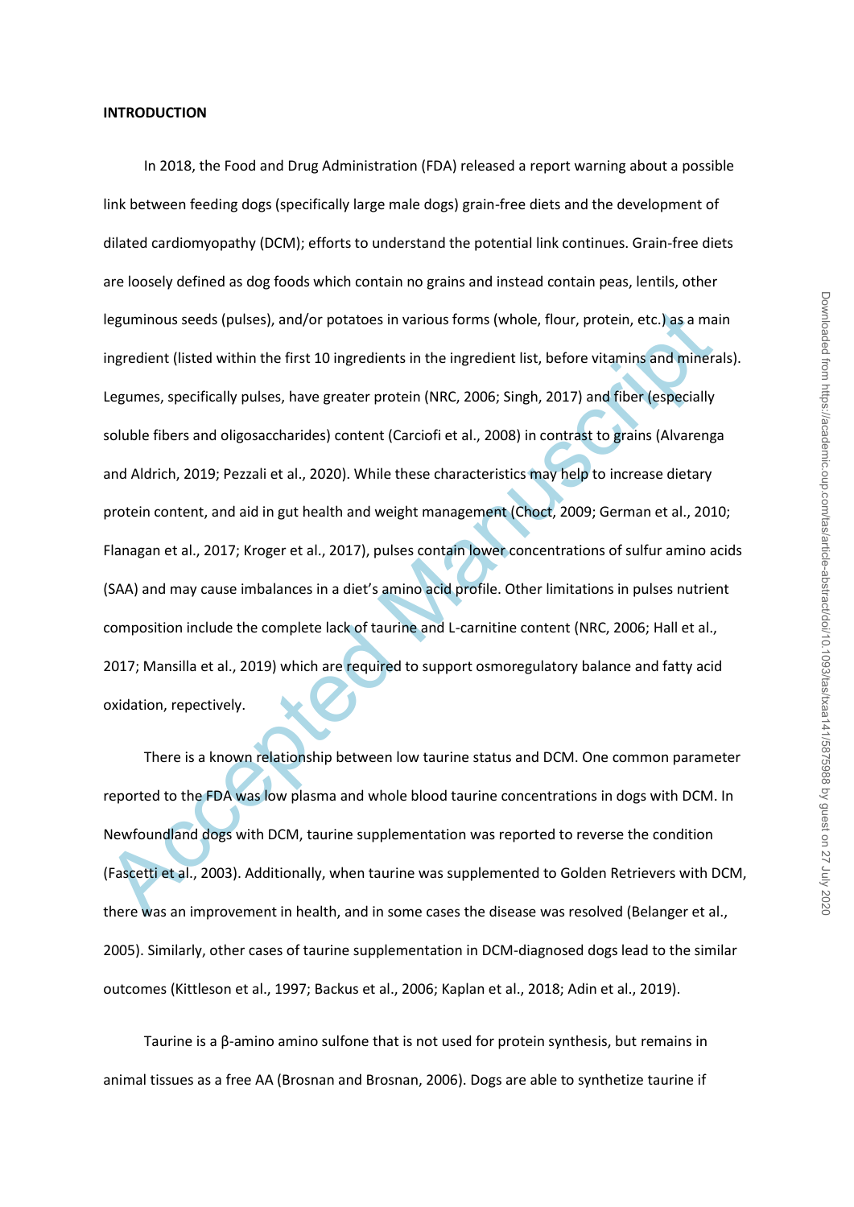**INTRODUCTION**

In 2018, the Food and Drug Administration (FDA) released a report warning about a possible link between feeding dogs (specifically large male dogs) grain-free diets and the development of dilated cardiomyopathy (DCM); efforts to understand the potential link continues. Grain-free diets are loosely defined as dog foods which contain no grains and instead contain peas, lentils, other leguminous seeds (pulses), and/or potatoes in various forms (whole, flour, protein, etc.) as a main ingredient (listed within the first 10 ingredients in the ingredient list, before vitamins and minerals). Legumes, specifically pulses, have greater protein (NRC, 2006; Singh, 2017) and fiber (especially soluble fibers and oligosaccharides) content (Carciofi et al., 2008) in contrast to grains (Alvarenga and Aldrich, 2019; Pezzali et al., 2020). While these characteristics may help to increase dietary protein content, and aid in gut health and weight management (Choct, 2009; German et al., 2010; Flanagan et al., 2017; Kroger et al., 2017), pulses contain lower concentrations of sulfur amino acids (SAA) and may cause imbalances in a diet's amino acid profile. Other limitations in pulses nutrient composition include the complete lack of taurine and L-carnitine content (NRC, 2006; Hall et al., 2017; Mansilla et al., 2019) which are required to support osmoregulatory balance and fatty acid oxidation, repectively.

There is a known relationship between low taurine status and DCM. One common parameter reported to the FDA was low plasma and whole blood taurine concentrations in dogs with DCM. In Newfoundland dogs with DCM, taurine supplementation was reported to reverse the condition (Fascetti et al., 2003). Additionally, when taurine was supplemented to Golden Retrievers with DCM, there was an improvement in health, and in some cases the disease was resolved (Belanger et al., 2005). Similarly, other cases of taurine supplementation in DCM-diagnosed dogs lead to the similar outcomes (Kittleson et al., 1997; Backus et al., 2006; Kaplan et al., 2018; Adin et al., 2019).

Taurine is a β-amino amino sulfone that is not used for protein synthesis, but remains in animal tissues as a free AA (Brosnan and Brosnan, 2006). Dogs are able to synthetize taurine if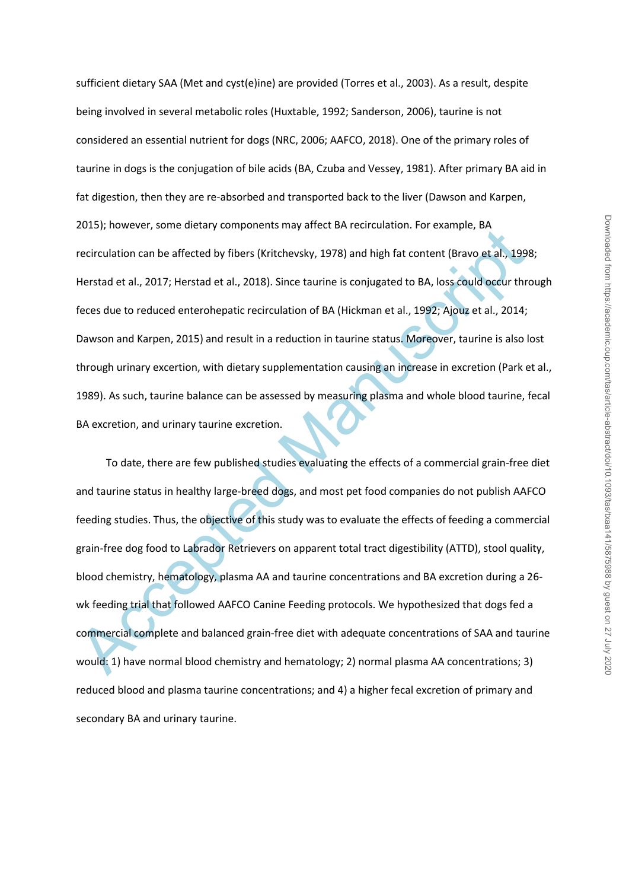sufficient dietary SAA (Met and cyst(e)ine) are provided (Torres et al., 2003). As a result, despite being involved in several metabolic roles (Huxtable, 1992; Sanderson, 2006), taurine is not considered an essential nutrient for dogs (NRC, 2006; AAFCO, 2018). One of the primary roles of taurine in dogs is the conjugation of bile acids (BA, Czuba and Vessey, 1981). After primary BA aid in fat digestion, then they are re-absorbed and transported back to the liver (Dawson and Karpen, 2015); however, some dietary components may affect BA recirculation. For example, BA recirculation can be affected by fibers (Kritchevsky, 1978) and high fat content (Bravo et al., 1998; Herstad et al., 2017; Herstad et al., 2018). Since taurine is conjugated to BA, loss could occur through feces due to reduced enterohepatic recirculation of BA (Hickman et al., 1992; Ajouz et al., 2014; Dawson and Karpen, 2015) and result in a reduction in taurine status. Moreover, taurine is also lost through urinary excretion, with dietary supplementation causing an increase in excretion (Park et al., 1989). As such, taurine balance can be assessed by measuring plasma and whole blood taurine, fecal BA excretion, and urinary taurine excretion.

To date, there are few published studies evaluating the effects of a commercial grain-free diet and taurine status in healthy large-breed dogs, and most pet food companies do not publish AAFCO feeding studies. Thus, the objective of this study was to evaluate the effects of feeding a commercial grain-free dog food to Labrador Retrievers on apparent total tract digestibility (ATTD), stool quality, blood chemistry, hematology, plasma AA and taurine concentrations and BA excretion during a 26-wk feeding trial that followed AAFCO Canine Feeding protocols. We hypothesized that dogs fed a commercial complete and balanced grain-free diet with adequate concentrations of SAA and taurine would: 1) have normal blood chemistry and hematology; 2) normal plasma AA concentrations; 3) reduced blood and plasma taurine concentrations; and 4) a higher fecal excretion of primary and secondary BA and urinary taurine.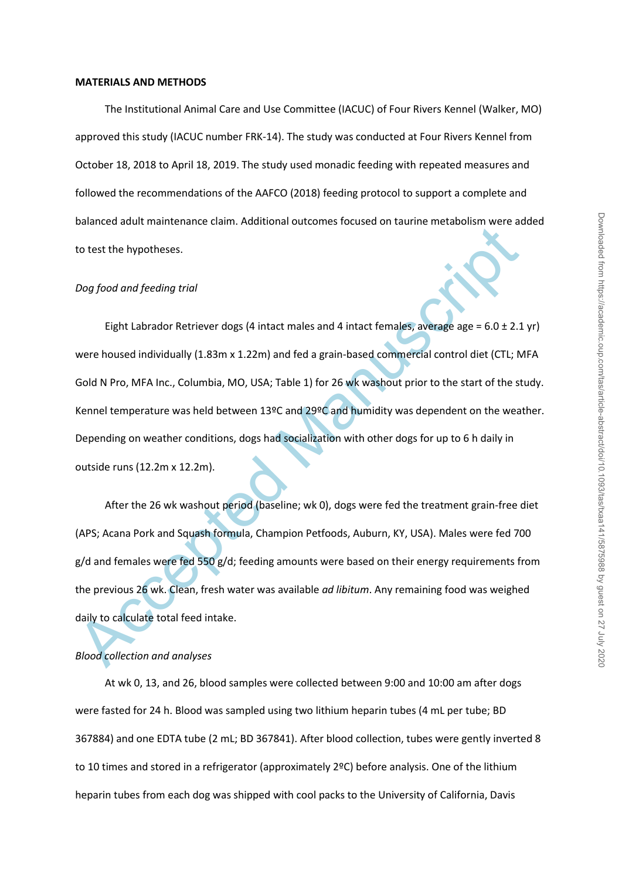**MATERIALS AND METHODS**

The Institutional Animal Care and Use Committee (IACUC) of Four Rivers Kennel (Walker, MO) approved this study (IACUC number FRK-14). The study was conducted at Four Rivers Kennel from October 18, 2018 to April 18, 2019. The study used monadic feeding with repeated measures and followed the recommendations of the AAFCO (2018) feeding protocol to support a complete and balanced adult maintenance claim. Additional outcomes focused on taurine metabolism were added to test the hypotheses.

*Dog food and feeding trial*

Eight Labrador Retriever dogs (4 intact males and 4 intact females, average age = 6.0 ± 2.1 yr) were housed individually (1.83m x 1.22m) and fed a grain-based commercial control diet (CTL; MFA Gold N Pro, MFA Inc., Columbia, MO, USA; Table 1) for 26 wk washout prior to the start of the study. Kennel temperature was held between 13ºC and 29ºC and humidity was dependent on the weather. Depending on weather conditions, dogs had socialization with other dogs for up to 6 h daily in outside runs (12.2m x 12.2m).

After the 26 wk washout period (baseline; wk 0), dogs were fed the treatment grain-free diet (APS; Acana Pork and Squash formula, Champion Petfoods, Auburn, KY, USA). Males were fed 700 g/d and females were fed 550 g/d; feeding amounts were based on their energy requirements from the previous 26 wk. Clean, fresh water was available *ad libitum*. Any remaining food was weighed daily to calculate total feed intake.

*Blood collection and analyses*

At wk 0, 13, and 26, blood samples were collected between 9:00 and 10:00 am after dogs were fasted for 24 h. Blood was sampled using two lithium heparin tubes (4 mL per tube; BD 367884) and one EDTA tube (2 mL; BD 367841). After blood collection, tubes were gently inverted 8 to 10 times and stored in a refrigerator (approximately 2ºC) before analysis. One of the lithium heparin tubes from each dog was shipped with cool packs to the University of California, Davis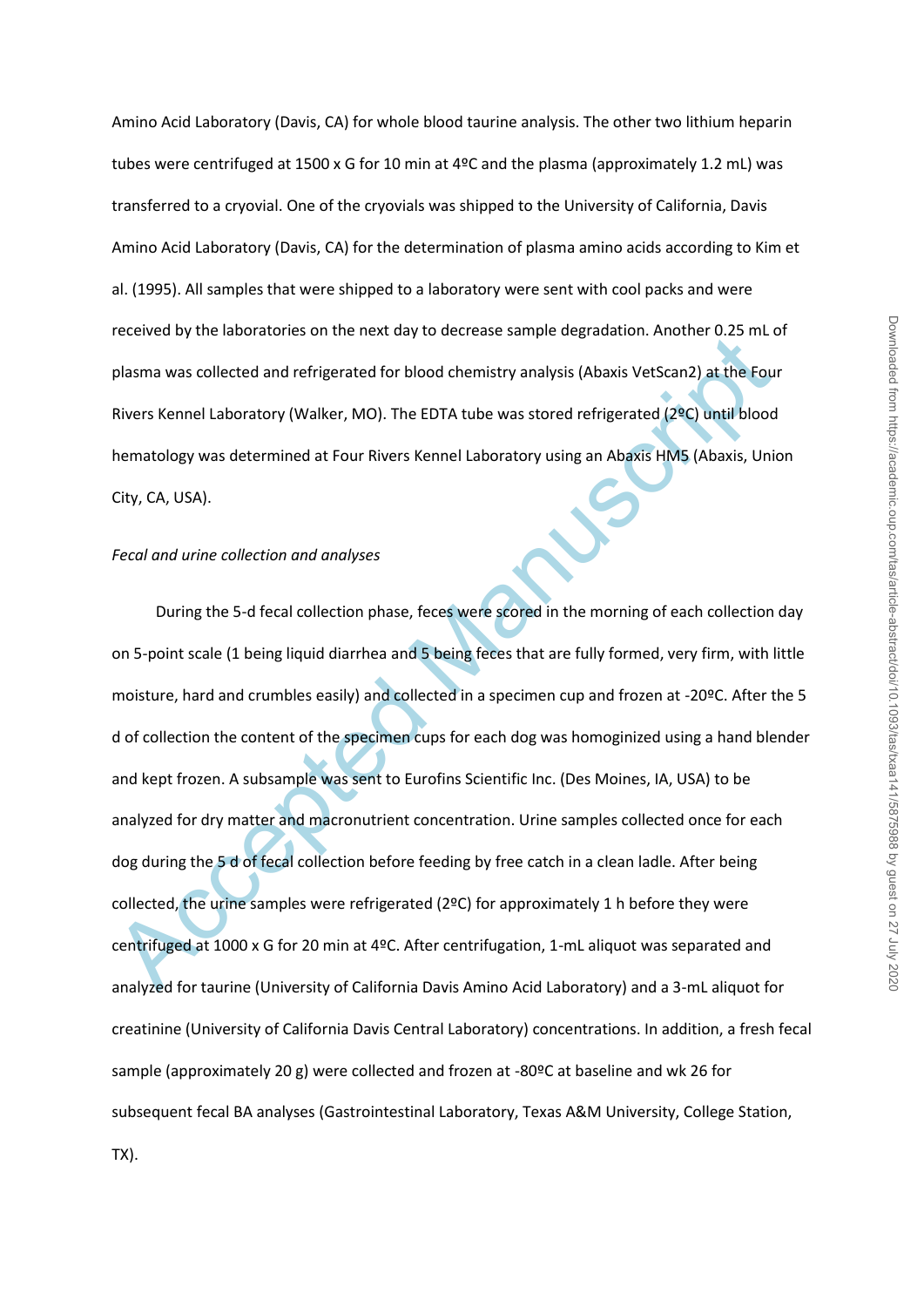Amino Acid Laboratory (Davis, CA) for whole blood taurine analysis. The other two lithium heparin tubes were centrifuged at 1500 x G for 10 min at 4ºC and the plasma (approximately 1.2 mL) was transferred to a cryovial. One of the cryovials was shipped to the University of California, Davis Amino Acid Laboratory (Davis, CA) for the determination of plasma amino acids according to Kim et al. (1995). All samples that were shipped to a laboratory were sent with cool packs and were received by the laboratories on the next day to decrease sample degradation. Another 0.25 mL of plasma was collected and refrigerated for blood chemistry analysis (Abaxis VetScan2) at the Four Rivers Kennel Laboratory (Walker, MO). The EDTA tube was stored refrigerated (2ºC) until blood hematology was determined at Four Rivers Kennel Laboratory using an Abaxis HM5 (Abaxis, Union City, CA, USA).

*Fecal and urine collection and analyses*

During the 5-d fecal collection phase, feces were scored in the morning of each collection day on 5-point scale (1 being liquid diarrhea and 5 being feces that are fully formed, very firm, with little moisture, hard and crumbles easily) and collected in a specimen cup and frozen at -20ºC. After the 5 d of collection the content of the specimen cups for each dog was homoginized using a hand blender and kept frozen. A subsample was sent to Eurofins Scientific Inc. (Des Moines, IA, USA) to be analyzed for dry matter and macronutrient concentration. Urine samples collected once for each dog during the 5 d of fecal collection before feeding by free catch in a clean ladle. After being collected, the urine samples were refrigerated (2ºC) for approximately 1 h before they were centrifuged at 1000 x G for 20 min at 4ºC. After centrifugation, 1-mL aliquot was separated and analyzed for taurine (University of California Davis Amino Acid Laboratory) and a 3-mL aliquot for creatinine (University of California Davis Central Laboratory) concentrations. In addition, a fresh fecal sample (approximately 20 g) were collected and frozen at -80ºC at baseline and wk 26 for subsequent fecal BA analyses (Gastrointestinal Laboratory, Texas A&M University, College Station, TX).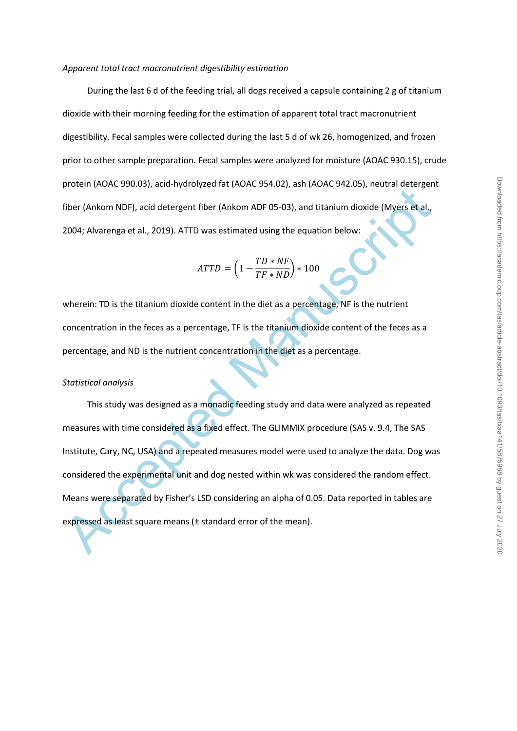*Apparent total tract macronutrient digestibility estimation*

During the last 6 d of the feeding trial, all dogs received a capsule containing 2 g of titanium dioxide with their morning feeding for the estimation of apparent total tract macronutrient digestibility. Fecal samples were collected during the last 5 d of wk 26, homogenized, and frozen prior to other sample preparation. Fecal samples were analyzed for moisture (AOAC 930.15), crude protein (AOAC 990.03), acid-hydrolyzed fat (AOAC 954.02), ash (AOAC 942.05), neutral detergent fiber (Ankom NDF), acid detergent fiber (Ankom ADF 05-03), and titanium dioxide (Myers et al., 2004; Alvarenga et al., 2019). ATTD was estimated using the equation below:

$$ATTD = \left(1 - \frac{TD * NF}{TF * ND}\right) * 100$$

wherein: TD is the titanium dioxide content in the diet as a percentage, NF is the nutrient concentration in the feces as a percentage, TF is the titanium dioxide content of the feces as a percentage, and ND is the nutrient concentration in the diet as a percentage.

*Statistical analysis*

This study was designed as a monadic feeding study and data were analyzed as repeated measures with time considered as a fixed effect. The GLIMMIX procedure (SAS v. 9.4, The SAS Institute, Cary, NC, USA) and a repeated measures model were used to analyze the data. Dog was considered the experimental unit and dog nested within wk was considered the random effect. Means were separated by Fisher's LSD considering an alpha of 0.05. Data reported in tables are expressed as least square means (± standard error of the mean).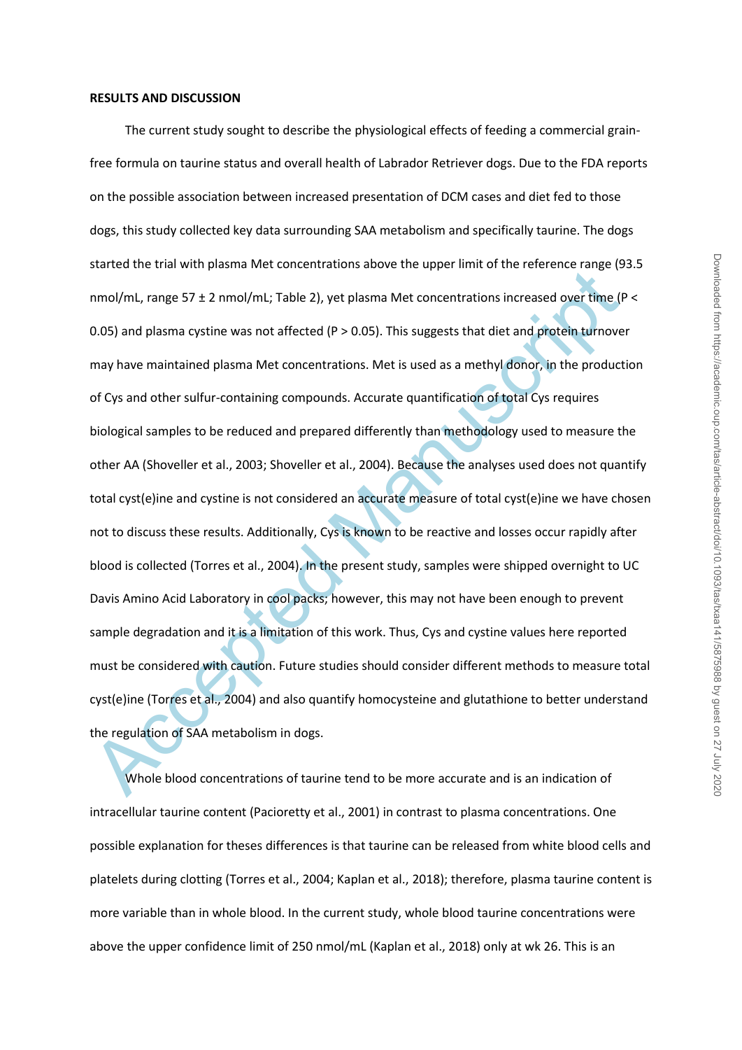**RESULTS AND DISCUSSION**

The current study sought to describe the physiological effects of feeding a commercial grain-free formula on taurine status and overall health of Labrador Retriever dogs. Due to the FDA reports on the possible association between increased presentation of DCM cases and diet fed to those dogs, this study collected key data surrounding SAA metabolism and specifically taurine. The dogs started the trial with plasma Met concentrations above the upper limit of the reference range (93.5 nmol/mL, range 57 ± 2 nmol/mL; Table 2), yet plasma Met concentrations increased over time ($P < 0.05$) and plasma cystine was not affected ($P > 0.05$). This suggests that diet and protein turnover may have maintained plasma Met concentrations. Met is used as a methyl donor, in the production of Cys and other sulfur-containing compounds. Accurate quantification of total Cys requires biological samples to be reduced and prepared differently than methodology used to measure the other AA (Shoveller et al., 2003; Shoveller et al., 2004). Because the analyses used does not quantify total cyst(e)ine and cystine is not considered an accurate measure of total cyst(e)ine we have chosen not to discuss these results. Additionally, Cys is known to be reactive and losses occur rapidly after blood is collected (Torres et al., 2004). In the present study, samples were shipped overnight to UC Davis Amino Acid Laboratory in cool packs; however, this may not have been enough to prevent sample degradation and it is a limitation of this work. Thus, Cys and cystine values here reported must be considered with caution. Future studies should consider different methods to measure total cyst(e)ine (Torres et al., 2004) and also quantify homocysteine and glutathione to better understand the regulation of SAA metabolism in dogs.

Whole blood concentrations of taurine tend to be more accurate and is an indication of intracellular taurine content (Pacioretty et al., 2001) in contrast to plasma concentrations. One possible explanation for theses differences is that taurine can be released from white blood cells and platelets during clotting (Torres et al., 2004; Kaplan et al., 2018); therefore, plasma taurine content is more variable than in whole blood. In the current study, whole blood taurine concentrations were above the upper confidence limit of 250 nmol/mL (Kaplan et al., 2018) only at wk 26. This is an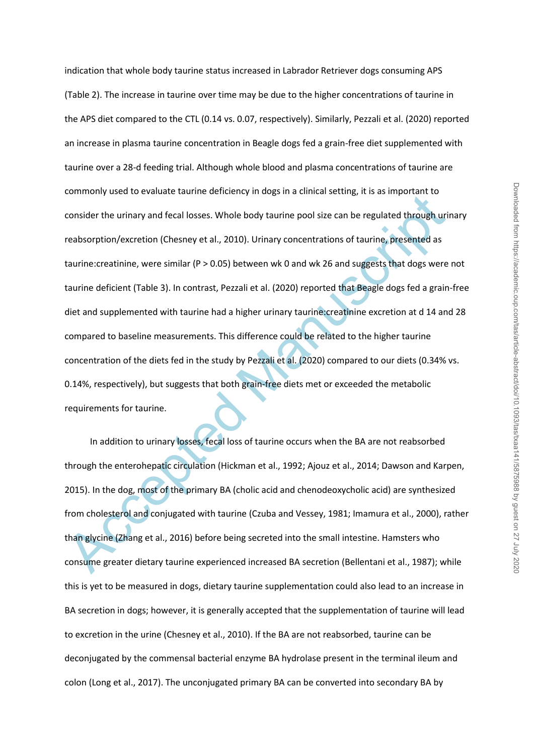indication that whole body taurine status increased in Labrador Retriever dogs consuming APS (Table 2). The increase in taurine over time may be due to the higher concentrations of taurine in the APS diet compared to the CTL (0.14 vs. 0.07, respectively). Similarly, Pezzali et al. (2020) reported an increase in plasma taurine concentration in Beagle dogs fed a grain-free diet supplemented with taurine over a 28-d feeding trial. Although whole blood and plasma concentrations of taurine are commonly used to evaluate taurine deficiency in dogs in a clinical setting, it is as important to consider the urinary and fecal losses. Whole body taurine pool size can be regulated through urinary reabsorption/excretion (Chesney et al., 2010). Urinary concentrations of taurine, presented as taurine:creatinine, were similar ($P > 0.05$) between wk 0 and wk 26 and suggests that dogs were not taurine deficient (Table 3). In contrast, Pezzali et al. (2020) reported that Beagle dogs fed a grain-free diet and supplemented with taurine had a higher urinary taurine:creatinine excretion at d 14 and 28 compared to baseline measurements. This difference could be related to the higher taurine concentration of the diets fed in the study by Pezzali et al. (2020) compared to our diets (0.34% vs. 0.14%, respectively), but suggests that both grain-free diets met or exceeded the metabolic requirements for taurine.

In addition to urinary losses, fecal loss of taurine occurs when the BA are not reabsorbed through the enterohepatic circulation (Hickman et al., 1992; Ajouz et al., 2014; Dawson and Karpen, 2015). In the dog, most of the primary BA (cholic acid and chenodeoxycholic acid) are synthesized from cholesterol and conjugated with taurine (Czuba and Vessey, 1981; Imamura et al., 2000), rather than glycine (Zhang et al., 2016) before being secreted into the small intestine. Hamsters who consume greater dietary taurine experienced increased BA secretion (Bellentani et al., 1987); while this is yet to be measured in dogs, dietary taurine supplementation could also lead to an increase in BA secretion in dogs; however, it is generally accepted that the supplementation of taurine will lead to excretion in the urine (Chesney et al., 2010). If the BA are not reabsorbed, taurine can be deconjugated by the commensal bacterial enzyme BA hydrolase present in the terminal ileum and colon (Long et al., 2017). The unconjugated primary BA can be converted into secondary BA by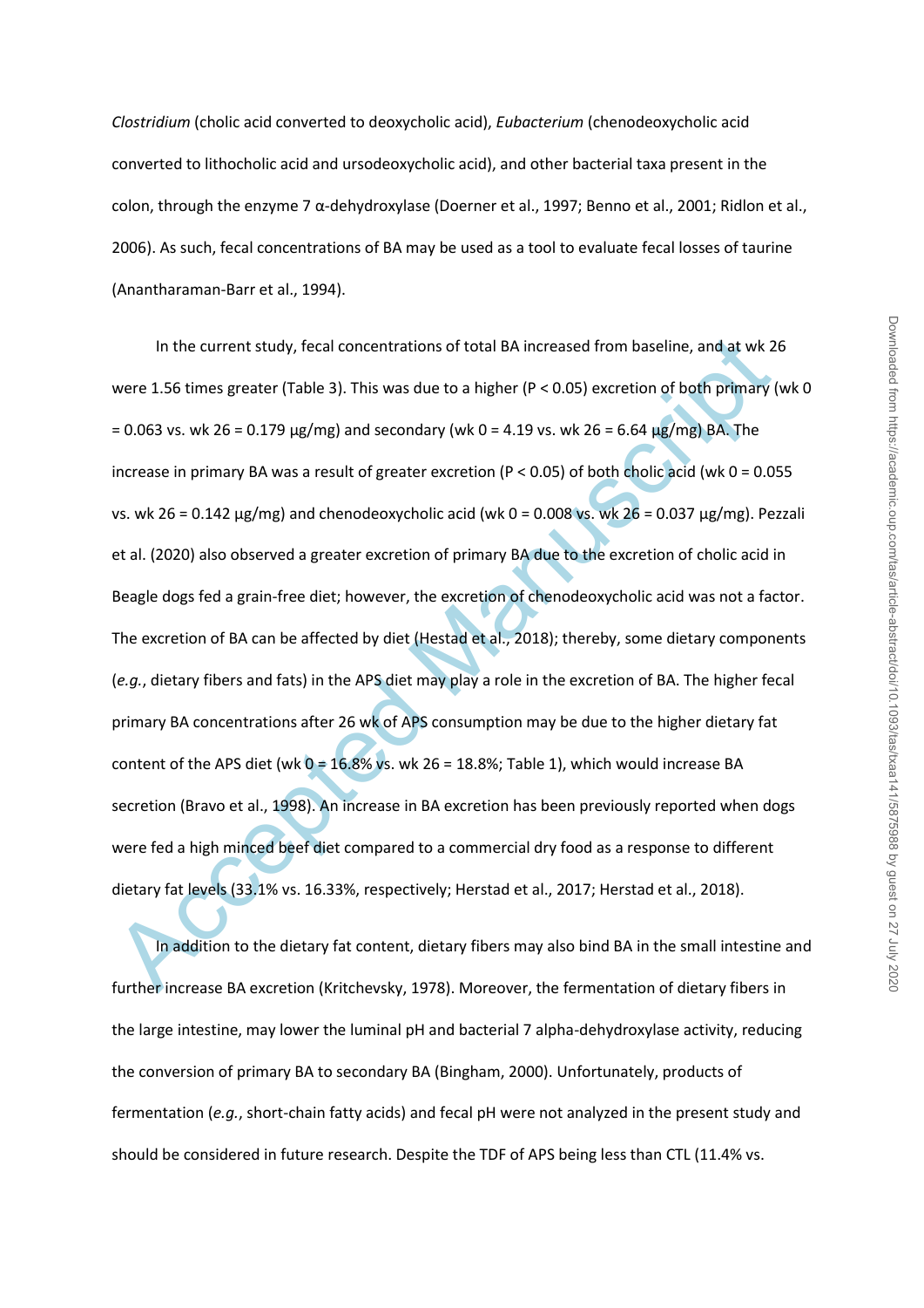*Clostridium* (cholic acid converted to deoxycholic acid), *Eubacterium* (chenodeoxycholic acid converted to lithocholic acid and ursodeoxycholic acid), and other bacterial taxa present in the colon, through the enzyme 7 α-dehydroxylase (Doerner et al., 1997; Benno et al., 2001; Ridlon et al., 2006). As such, fecal concentrations of BA may be used as a tool to evaluate fecal losses of taurine (Anantharaman-Barr et al., 1994).

In the current study, fecal concentrations of total BA increased from baseline, and at wk 26 were 1.56 times greater (Table 3). This was due to a higher ($P < 0.05$) excretion of both primary (wk 0 = 0.063 vs. wk 26 = 0.179 μg/mg) and secondary (wk 0 = 4.19 vs. wk 26 = 6.64 μg/mg) BA. The increase in primary BA was a result of greater excretion ($P < 0.05$) of both cholic acid (wk 0 = 0.055 vs. wk 26 = 0.142 μg/mg) and chenodeoxycholic acid (wk 0 = 0.008 vs. wk 26 = 0.037 μg/mg). Pezzali et al. (2020) also observed a greater excretion of primary BA due to the excretion of cholic acid in Beagle dogs fed a grain-free diet; however, the excretion of chenodeoxycholic acid was not a factor. The excretion of BA can be affected by diet (Hestad et al., 2018); thereby, some dietary components (*e.g.*, dietary fibers and fats) in the APS diet may play a role in the excretion of BA. The higher fecal primary BA concentrations after 26 wk of APS consumption may be due to the higher dietary fat content of the APS diet (wk 0 = 16.8% vs. wk 26 = 18.8%; Table 1), which would increase BA secretion (Bravo et al., 1998). An increase in BA excretion has been previously reported when dogs were fed a high minced beef diet compared to a commercial dry food as a response to different dietary fat levels (33.1% vs. 16.33%, respectively; Herstad et al., 2017; Herstad et al., 2018).

In addition to the dietary fat content, dietary fibers may also bind BA in the small intestine and further increase BA excretion (Kritchevsky, 1978). Moreover, the fermentation of dietary fibers in the large intestine, may lower the luminal pH and bacterial 7 alpha-dehydroxylase activity, reducing the conversion of primary BA to secondary BA (Bingham, 2000). Unfortunately, products of fermentation (*e.g.*, short-chain fatty acids) and fecal pH were not analyzed in the present study and should be considered in future research. Despite the TDF of APS being less than CTL (11.4% vs.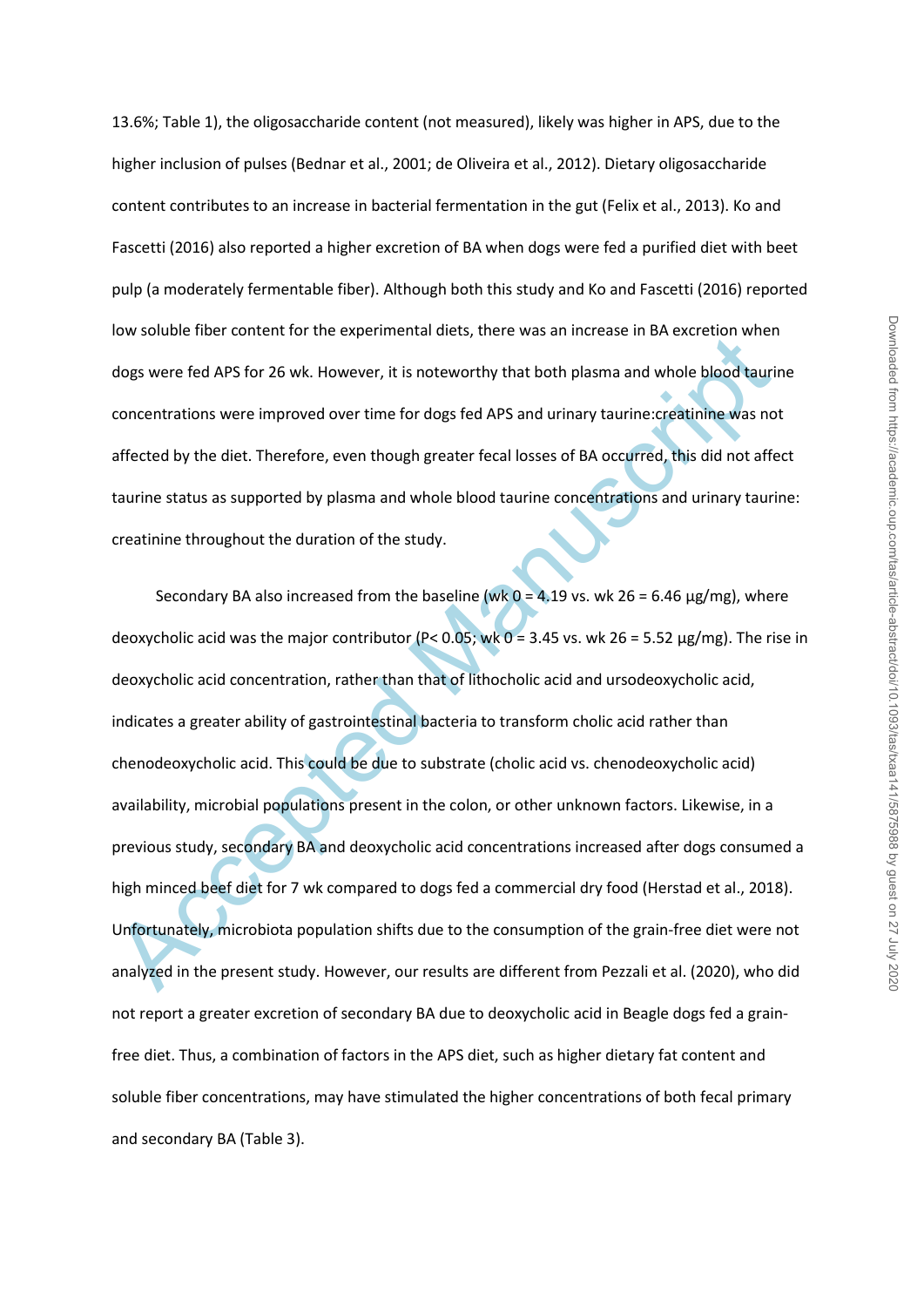13.6%; Table 1), the oligosaccharide content (not measured), likely was higher in APS, due to the higher inclusion of pulses (Bednar et al., 2001; de Oliveira et al., 2012). Dietary oligosaccharide content contributes to an increase in bacterial fermentation in the gut (Felix et al., 2013). Ko and Fascetti (2016) also reported a higher excretion of BA when dogs were fed a purified diet with beet pulp (a moderately fermentable fiber). Although both this study and Ko and Fascetti (2016) reported low soluble fiber content for the experimental diets, there was an increase in BA excretion when dogs were fed APS for 26 wk. However, it is noteworthy that both plasma and whole blood taurine concentrations were improved over time for dogs fed APS and urinary taurine:creatinine was not affected by the diet. Therefore, even though greater fecal losses of BA occurred, this did not affect taurine status as supported by plasma and whole blood taurine concentrations and urinary taurine: creatinine throughout the duration of the study.

Secondary BA also increased from the baseline (wk 0 = 4.19 vs. wk 26 = 6.46 μg/mg), where deoxycholic acid was the major contributor ($P < 0.05$; wk 0 = 3.45 vs. wk 26 = 5.52 μg/mg). The rise in deoxycholic acid concentration, rather than that of lithocholic acid and ursodeoxycholic acid, indicates a greater ability of gastrointestinal bacteria to transform cholic acid rather than chenodeoxycholic acid. This could be due to substrate (cholic acid vs. chenodeoxycholic acid) availability, microbial populations present in the colon, or other unknown factors. Likewise, in a previous study, secondary BA and deoxycholic acid concentrations increased after dogs consumed a high minced beef diet for 7 wk compared to dogs fed a commercial dry food (Herstad et al., 2018). Unfortunately, microbiota population shifts due to the consumption of the grain-free diet were not analyzed in the present study. However, our results are different from Pezzali et al. (2020), who did not report a greater excretion of secondary BA due to deoxycholic acid in Beagle dogs fed a grain-free diet. Thus, a combination of factors in the APS diet, such as higher dietary fat content and soluble fiber concentrations, may have stimulated the higher concentrations of both fecal primary and secondary BA (Table 3).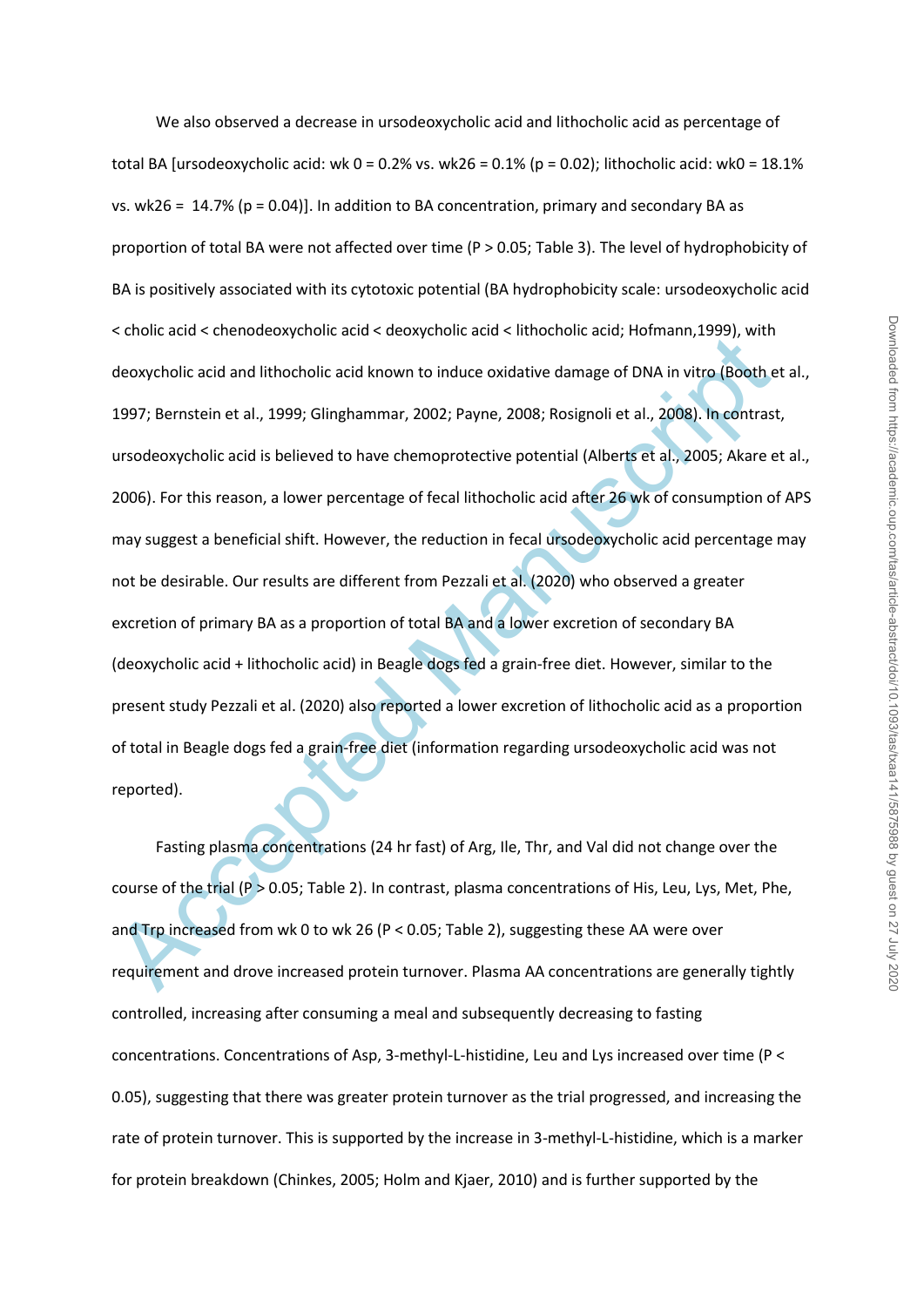We also observed a decrease in ursodeoxycholic acid and lithocholic acid as percentage of total BA [ursodeoxycholic acid: wk 0 = 0.2% vs. wk26 = 0.1% (p = 0.02); lithocholic acid: wk0 = 18.1% vs. wk26 = 14.7% (p = 0.04)]. In addition to BA concentration, primary and secondary BA as proportion of total BA were not affected over time (P > 0.05; Table 3). The level of hydrophobicity of BA is positively associated with its cytotoxic potential (BA hydrophobicity scale: ursodeoxycholic acid < cholic acid < chenodeoxycholic acid < deoxycholic acid < lithocholic acid; Hofmann,1999), with deoxycholic acid and lithocholic acid known to induce oxidative damage of DNA in vitro (Booth et al., 1997; Bernstein et al., 1999; Glinghammar, 2002; Payne, 2008; Rosignoli et al., 2008). In contrast, ursodeoxycholic acid is believed to have chemoprotective potential (Alberts et al., 2005; Akare et al., 2006). For this reason, a lower percentage of fecal lithocholic acid after 26 wk of consumption of APS may suggest a beneficial shift. However, the reduction in fecal ursodeoxycholic acid percentage may not be desirable. Our results are different from Pezzali et al. (2020) who observed a greater excretion of primary BA as a proportion of total BA and a lower excretion of secondary BA (deoxycholic acid + lithocholic acid) in Beagle dogs fed a grain-free diet. However, similar to the present study Pezzali et al. (2020) also reported a lower excretion of lithocholic acid as a proportion of total in Beagle dogs fed a grain-free diet (information regarding ursodeoxycholic acid was not reported).

Fasting plasma concentrations (24 hr fast) of Arg, Ile, Thr, and Val did not change over the course of the trial (P > 0.05; Table 2). In contrast, plasma concentrations of His, Leu, Lys, Met, Phe, and Trp increased from wk 0 to wk 26 (P < 0.05; Table 2), suggesting these AA were over requirement and drove increased protein turnover. Plasma AA concentrations are generally tightly controlled, increasing after consuming a meal and subsequently decreasing to fasting concentrations. Concentrations of Asp, 3-methyl-L-histidine, Leu and Lys increased over time (P < 0.05), suggesting that there was greater protein turnover as the trial progressed, and increasing the rate of protein turnover. This is supported by the increase in 3-methyl-L-histidine, which is a marker for protein breakdown (Chinkes, 2005; Holm and Kjaer, 2010) and is further supported by the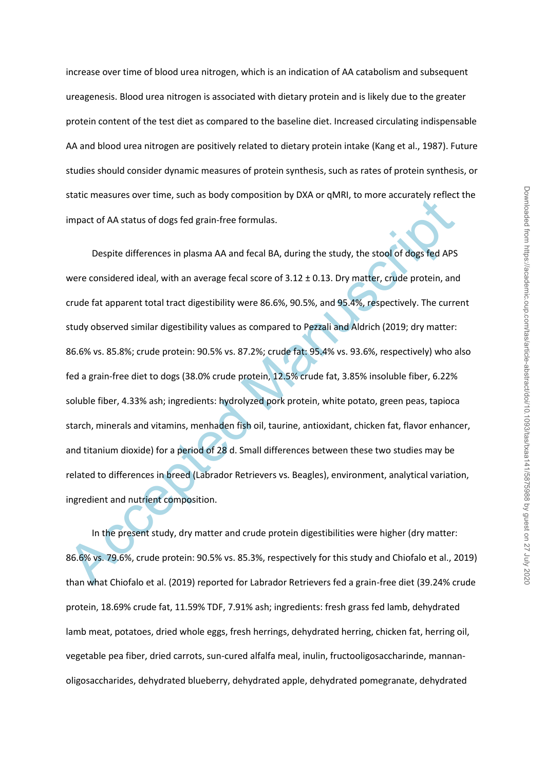increase over time of blood urea nitrogen, which is an indication of AA catabolism and subsequent ureagenesis. Blood urea nitrogen is associated with dietary protein and is likely due to the greater protein content of the test diet as compared to the baseline diet. Increased circulating indispensable AA and blood urea nitrogen are positively related to dietary protein intake (Kang et al., 1987). Future studies should consider dynamic measures of protein synthesis, such as rates of protein synthesis, or static measures over time, such as body composition by DXA or qMRI, to more accurately reflect the impact of AA status of dogs fed grain-free formulas.

Despite differences in plasma AA and fecal BA, during the study, the stool of dogs fed APS were considered ideal, with an average fecal score of 3.12 ± 0.13. Dry matter, crude protein, and crude fat apparent total tract digestibility were 86.6%, 90.5%, and 95.4%, respectively. The current study observed similar digestibility values as compared to Pezzali and Aldrich (2019; dry matter: 86.6% vs. 85.8%; crude protein: 90.5% vs. 87.2%; crude fat: 95.4% vs. 93.6%, respectively) who also fed a grain-free diet to dogs (38.0% crude protein, 12.5% crude fat, 3.85% insoluble fiber, 6.22% soluble fiber, 4.33% ash; ingredients: hydrolyzed pork protein, white potato, green peas, tapioca starch, minerals and vitamins, menhaden fish oil, taurine, antioxidant, chicken fat, flavor enhancer, and titanium dioxide) for a period of 28 d. Small differences between these two studies may be related to differences in breed (Labrador Retrievers vs. Beagles), environment, analytical variation, ingredient and nutrient composition.

In the present study, dry matter and crude protein digestibilities were higher (dry matter: 86.6% vs. 79.6%, crude protein: 90.5% vs. 85.3%, respectively for this study and Chiofalo et al., 2019) than what Chiofalo et al. (2019) reported for Labrador Retrievers fed a grain-free diet (39.24% crude protein, 18.69% crude fat, 11.59% TDF, 7.91% ash; ingredients: fresh grass fed lamb, dehydrated lamb meat, potatoes, dried whole eggs, fresh herrings, dehydrated herring, chicken fat, herring oil, vegetable pea fiber, dried carrots, sun-cured alfalfa meal, inulin, fructooligosaccharinde, mannan-oligosaccharides, dehydrated blueberry, dehydrated apple, dehydrated pomegranate, dehydrated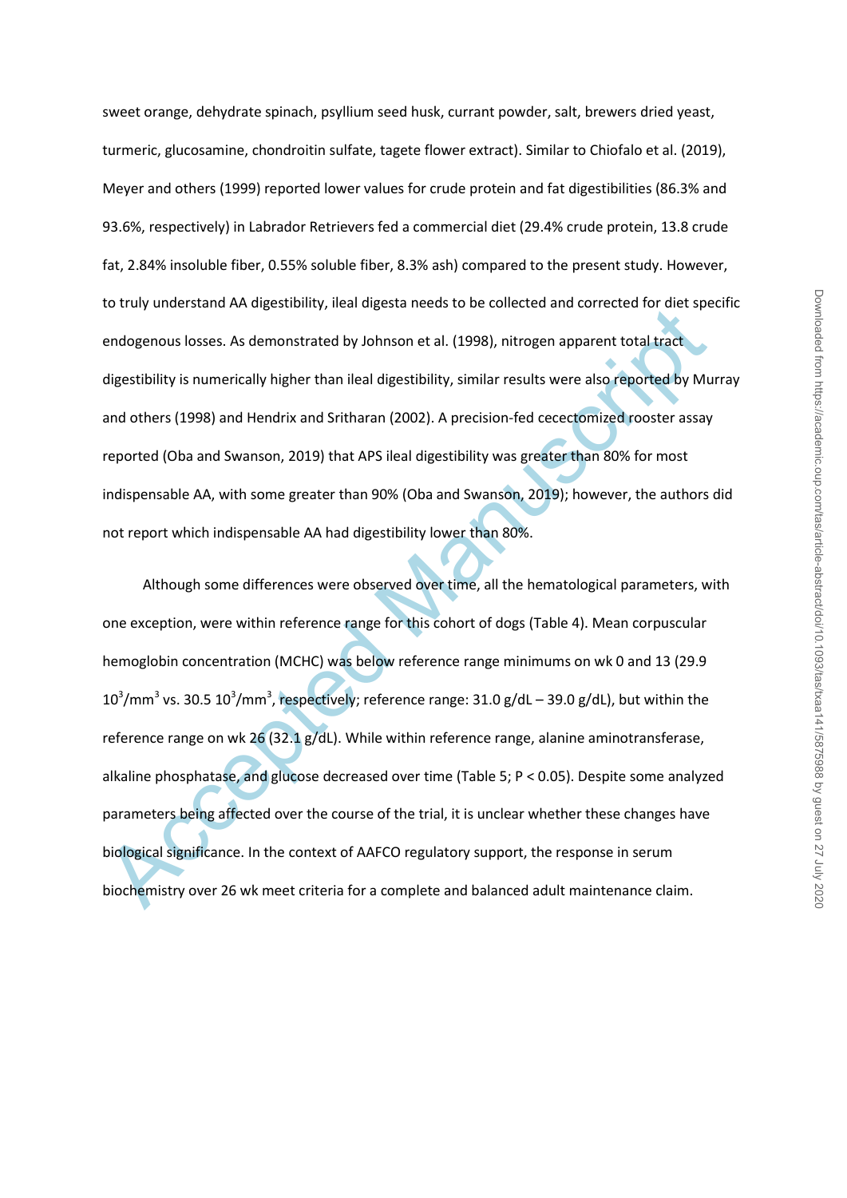sweet orange, dehydrate spinach, psyllium seed husk, currant powder, salt, brewers dried yeast, turmeric, glucosamine, chondroitin sulfate, tagete flower extract). Similar to Chiofalo et al. (2019), Meyer and others (1999) reported lower values for crude protein and fat digestibilities (86.3% and 93.6%, respectively) in Labrador Retrievers fed a commercial diet (29.4% crude protein, 13.8 crude fat, 2.84% insoluble fiber, 0.55% soluble fiber, 8.3% ash) compared to the present study. However, to truly understand AA digestibility, ileal digesta needs to be collected and corrected for diet specific endogenous losses. As demonstrated by Johnson et al. (1998), nitrogen apparent total tract digestibility is numerically higher than ileal digestibility, similar results were also reported by Murray and others (1998) and Hendrix and Sritharan (2002). A precision-fed cecectomized rooster assay reported (Oba and Swanson, 2019) that APS ileal digestibility was greater than 80% for most indispensable AA, with some greater than 90% (Oba and Swanson, 2019); however, the authors did not report which indispensable AA had digestibility lower than 80%.

Although some differences were observed over time, all the hematological parameters, with one exception, were within reference range for this cohort of dogs (Table 4). Mean corpuscular hemoglobin concentration (MCHC) was below reference range minimums on wk 0 and 13 (29.9 $10^3/mm^3$ vs. 30.5 $10^3/mm^3$, respectively; reference range: 31.0 g/dL – 39.0 g/dL), but within the reference range on wk 26 (32.1 g/dL). While within reference range, alanine aminotransferase, alkaline phosphatase, and glucose decreased over time (Table 5; $P < 0.05$). Despite some analyzed parameters being affected over the course of the trial, it is unclear whether these changes have biological significance. In the context of AAFCO regulatory support, the response in serum biochemistry over 26 wk meet criteria for a complete and balanced adult maintenance claim.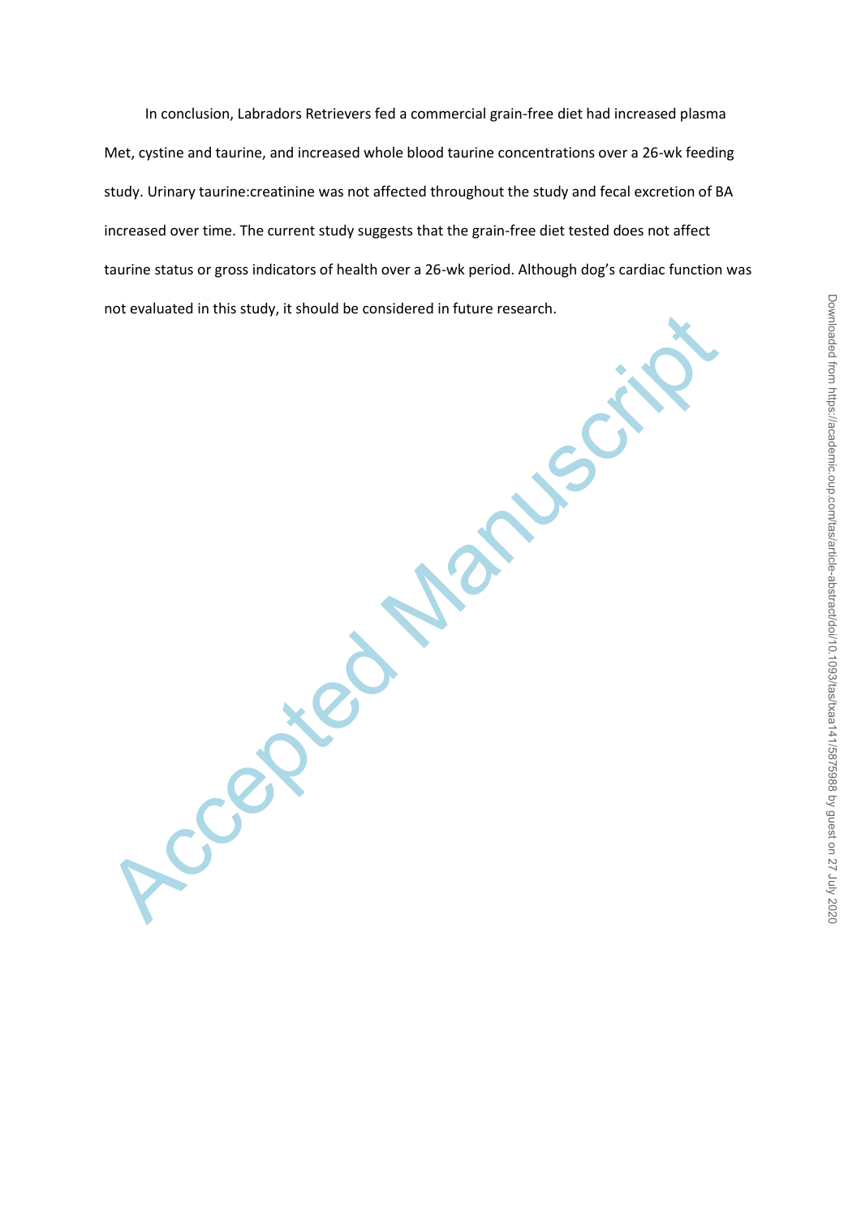In conclusion, Labradors Retrievers fed a commercial grain-free diet had increased plasma Met, cystine and taurine, and increased whole blood taurine concentrations over a 26-wk feeding study. Urinary taurine:creatinine was not affected throughout the study and fecal excretion of BA increased over time. The current study suggests that the grain-free diet tested does not affect taurine status or gross indicators of health over a 26-wk period. Although dog's cardiac function was not evaluated in this study, it should be considered in future research.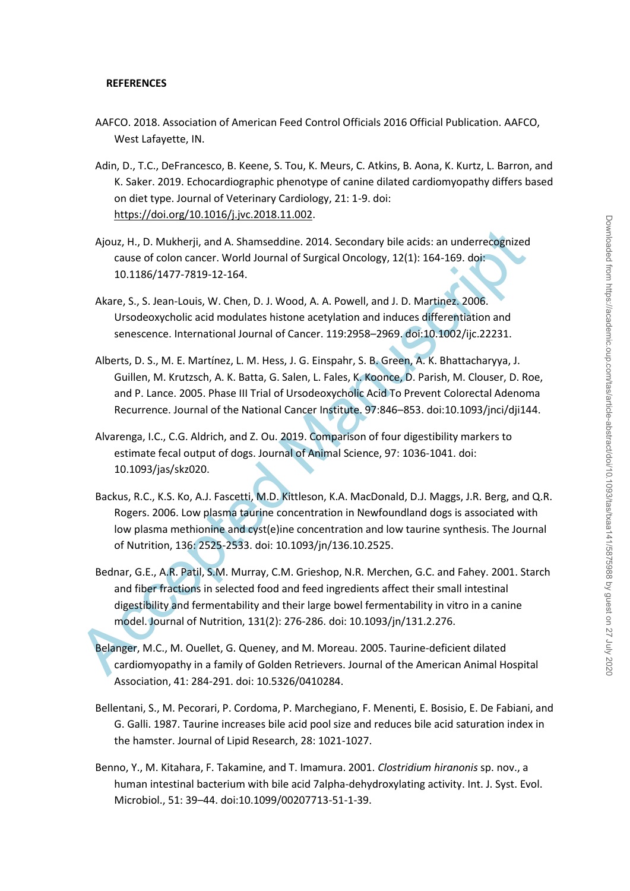**REFERENCES**

AAFCO. 2018. Association of American Feed Control Officials 2016 Official Publication. AAFCO, West Lafayette, IN.

Adin, D., T.C., DeFrancesco, B. Keene, S. Tou, K. Meurs, C. Atkins, B. Aona, K. Kurtz, L. Barron, and K. Saker. 2019. Echocardiographic phenotype of canine dilated cardiomyopathy differs based on diet type. Journal of Veterinary Cardiology, 21: 1-9. doi: https://doi.org/10.1016/j.jvc.2018.11.002.

Ajouz, H., D. Mukherji, and A. Shamseddine. 2014. Secondary bile acids: an underrecognized cause of colon cancer. World Journal of Surgical Oncology, 12(1): 164-169. doi: 10.1186/1477-7819-12-164.

Akare, S., S. Jean-Louis, W. Chen, D. J. Wood, A. A. Powell, and J. D. Martinez. 2006. Ursodeoxycholic acid modulates histone acetylation and induces differentiation and senescence. International Journal of Cancer. 119:2958–2969. doi:10.1002/ijc.22231.

Alberts, D. S., M. E. Martínez, L. M. Hess, J. G. Einspahr, S. B. Green, A. K. Bhattacharyya, J. Guillen, M. Krutzsch, A. K. Batta, G. Salen, L. Fales, K. Koonce, D. Parish, M. Clouser, D. Roe, and P. Lance. 2005. Phase III Trial of Ursodeoxycholic Acid To Prevent Colorectal Adenoma Recurrence. Journal of the National Cancer Institute. 97:846–853. doi:10.1093/jnci/dji144.

Alvarenga, I.C., C.G. Aldrich, and Z. Ou. 2019. Comparison of four digestibility markers to estimate fecal output of dogs. Journal of Animal Science, 97: 1036-1041. doi: 10.1093/jas/skz020.

Backus, R.C., K.S. Ko, A.J. Fascetti, M.D. Kittleson, K.A. MacDonald, D.J. Maggs, J.R. Berg, and Q.R. Rogers. 2006. Low plasma taurine concentration in Newfoundland dogs is associated with low plasma methionine and cyst(e)ine concentration and low taurine synthesis. The Journal of Nutrition, 136: 2525-2533. doi: 10.1093/jn/136.10.2525.

Bednar, G.E., A.R. Patil, S.M. Murray, C.M. Grieshop, N.R. Merchen, G.C. and Fahey. 2001. Starch and fiber fractions in selected food and feed ingredients affect their small intestinal digestibility and fermentability and their large bowel fermentability in vitro in a canine model. Journal of Nutrition, 131(2): 276-286. doi: 10.1093/jn/131.2.276.

Belanger, M.C., M. Ouellet, G. Queney, and M. Moreau. 2005. Taurine-deficient dilated cardiomyopathy in a family of Golden Retrievers. Journal of the American Animal Hospital Association, 41: 284-291. doi: 10.5326/0410284.

Bellentani, S., M. Pecorari, P. Cordoma, P. Marchegiano, F. Menenti, E. Bosisio, E. De Fabiani, and G. Galli. 1987. Taurine increases bile acid pool size and reduces bile acid saturation index in the hamster. Journal of Lipid Research, 28: 1021-1027.

Benno, Y., M. Kitahara, F. Takamine, and T. Imamura. 2001. *Clostridium hiranonis* sp. nov., a human intestinal bacterium with bile acid 7alpha-dehydroxylating activity. Int. J. Syst. Evol. Microbiol., 51: 39–44. doi:10.1099/00207713-51-1-39.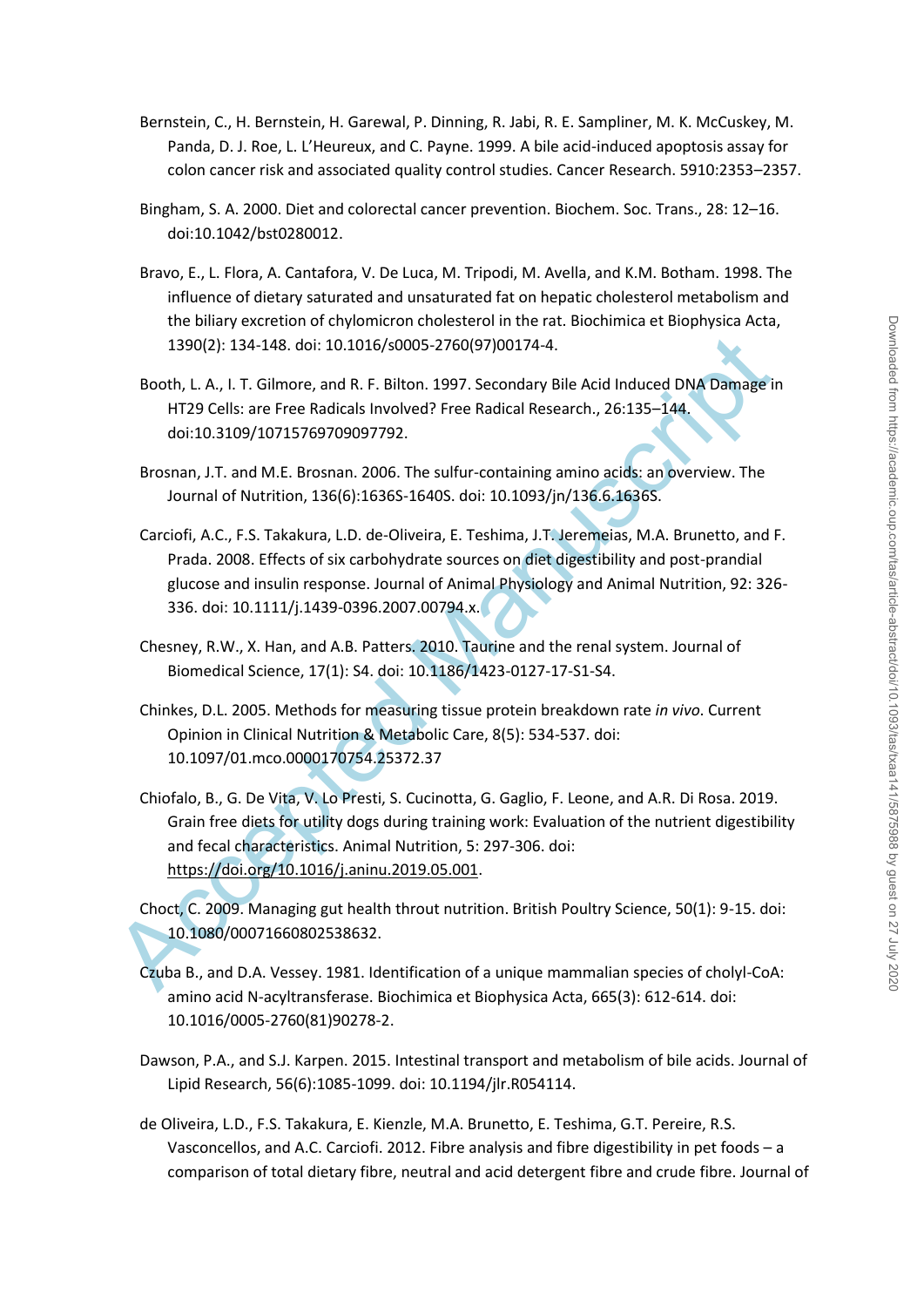Bernstein, C., H. Bernstein, H. Garewal, P. Dinning, R. Jabi, R. E. Sampliner, M. K. McCuskey, M. Panda, D. J. Roe, L. L'Heureux, and C. Payne. 1999. A bile acid-induced apoptosis assay for colon cancer risk and associated quality control studies. Cancer Research. 5910:2353–2357.

Bingham, S. A. 2000. Diet and colorectal cancer prevention. Biochem. Soc. Trans., 28: 12–16. doi:10.1042/bst0280012.

Bravo, E., L. Flora, A. Cantafora, V. De Luca, M. Tripodi, M. Avella, and K.M. Botham. 1998. The influence of dietary saturated and unsaturated fat on hepatic cholesterol metabolism and the biliary excretion of chylomicron cholesterol in the rat. Biochimica et Biophysica Acta, 1390(2): 134-148. doi: 10.1016/s0005-2760(97)00174-4.

Booth, L. A., I. T. Gilmore, and R. F. Bilton. 1997. Secondary Bile Acid Induced DNA Damage in HT29 Cells: are Free Radicals Involved? Free Radical Research., 26:135–144. doi:10.3109/10715769709097792.

Brosnan, J.T. and M.E. Brosnan. 2006. The sulfur-containing amino acids: an overview. The Journal of Nutrition, 136(6):1636S-1640S. doi: 10.1093/jn/136.6.1636S.

Carciofi, A.C., F.S. Takakura, L.D. de-Oliveira, E. Teshima, J.T. Jeremeias, M.A. Brunetto, and F. Prada. 2008. Effects of six carbohydrate sources on diet digestibility and post-prandial glucose and insulin response. Journal of Animal Physiology and Animal Nutrition, 92: 326-336. doi: 10.1111/j.1439-0396.2007.00794.x.

Chesney, R.W., X. Han, and A.B. Patters. 2010. Taurine and the renal system. Journal of Biomedical Science, 17(1): S4. doi: 10.1186/1423-0127-17-S1-S4.

Chinkes, D.L. 2005. Methods for measuring tissue protein breakdown rate *in vivo*. Current Opinion in Clinical Nutrition & Metabolic Care, 8(5): 534-537. doi: 10.1097/01.mco.0000170754.25372.37

Chiofalo, B., G. De Vita, V. Lo Presti, S. Cucinotta, G. Gaglio, F. Leone, and A.R. Di Rosa. 2019. Grain free diets for utility dogs during training work: Evaluation of the nutrient digestibility and fecal characteristics. Animal Nutrition, 5: 297-306. doi: https://doi.org/10.1016/j.aninu.2019.05.001.

Choct, C. 2009. Managing gut health throut nutrition. British Poultry Science, 50(1): 9-15. doi: 10.1080/00071660802538632.

Czuba B., and D.A. Vessey. 1981. Identification of a unique mammalian species of cholyl-CoA: amino acid N-acyltransferase. Biochimica et Biophysica Acta, 665(3): 612-614. doi: 10.1016/0005-2760(81)90278-2.

Dawson, P.A., and S.J. Karpen. 2015. Intestinal transport and metabolism of bile acids. Journal of Lipid Research, 56(6):1085-1099. doi: 10.1194/jlr.R054114.

de Oliveira, L.D., F.S. Takakura, E. Kienzle, M.A. Brunetto, E. Teshima, G.T. Pereire, R.S. Vasconcellos, and A.C. Carciofi. 2012. Fibre analysis and fibre digestibility in pet foods – a comparison of total dietary fibre, neutral and acid detergent fibre and crude fibre. Journal of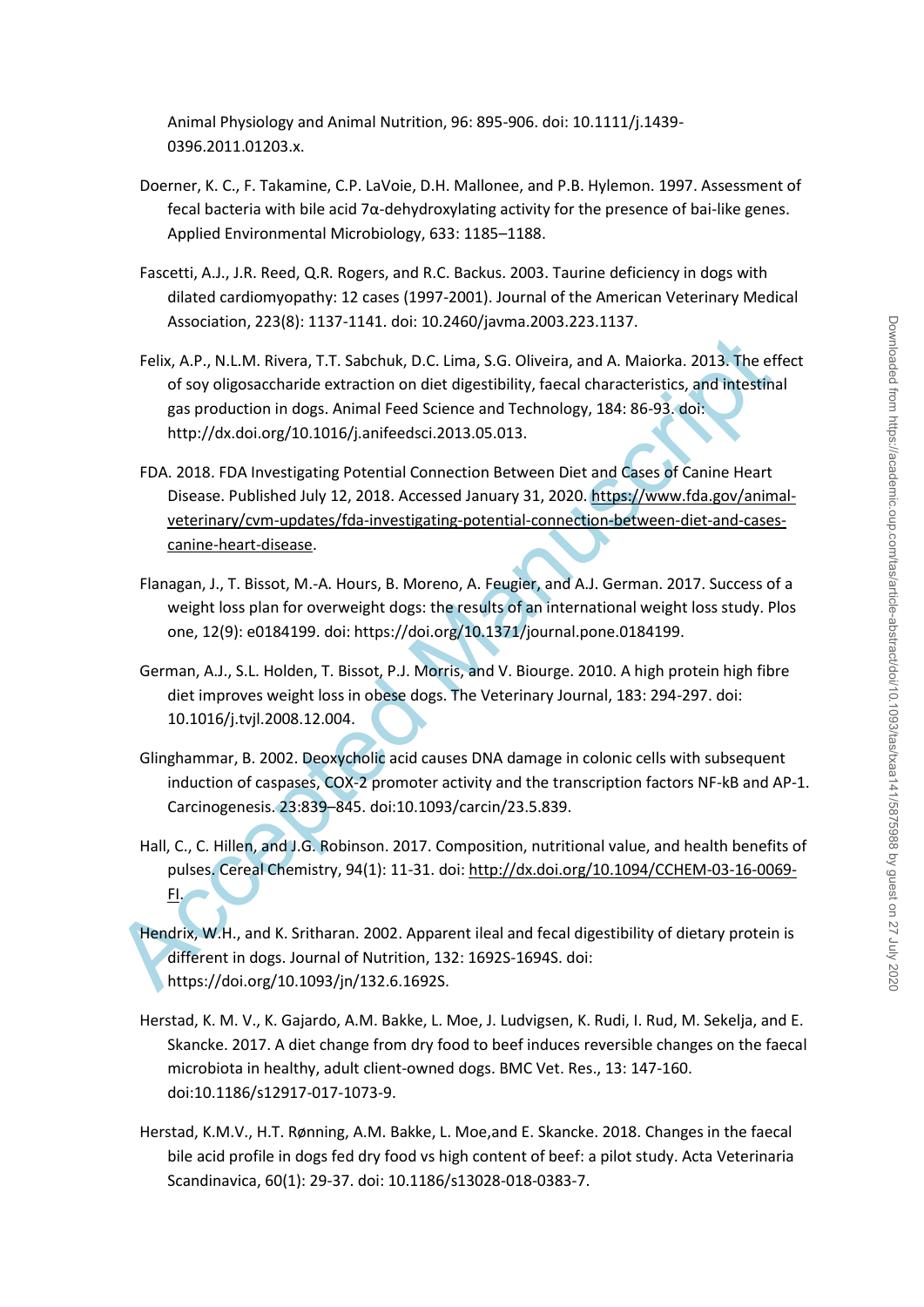Animal Physiology and Animal Nutrition, 96: 895-906. doi: 10.1111/j.1439-0396.2011.01203.x.

Doerner, K. C., F. Takamine, C.P. LaVoie, D.H. Mallonee, and P.B. Hylemon. 1997. Assessment of fecal bacteria with bile acid 7α-dehydroxylating activity for the presence of bai-like genes. Applied Environmental Microbiology, 633: 1185–1188.

Fascetti, A.J., J.R. Reed, Q.R. Rogers, and R.C. Backus. 2003. Taurine deficiency in dogs with dilated cardiomyopathy: 12 cases (1997-2001). Journal of the American Veterinary Medical Association, 223(8): 1137-1141. doi: 10.2460/javma.2003.223.1137.

Felix, A.P., N.L.M. Rivera, T.T. Sabchuk, D.C. Lima, S.G. Oliveira, and A. Maiorka. 2013. The effect of soy oligosaccharide extraction on diet digestibility, faecal characteristics, and intestinal gas production in dogs. Animal Feed Science and Technology, 184: 86-93. doi: http://dx.doi.org/10.1016/j.anifeedsci.2013.05.013.

FDA. 2018. FDA Investigating Potential Connection Between Diet and Cases of Canine Heart Disease. Published July 12, 2018. Accessed January 31, 2020. https://www.fda.gov/animal-veterinary/cvm-updates/fda-investigating-potential-connection-between-diet-and-cases-canine-heart-disease.

Flanagan, J., T. Bissot, M.-A. Hours, B. Moreno, A. Feugier, and A.J. German. 2017. Success of a weight loss plan for overweight dogs: the results of an international weight loss study. Plos one, 12(9): e0184199. doi: https://doi.org/10.1371/journal.pone.0184199.

German, A.J., S.L. Holden, T. Bissot, P.J. Morris, and V. Biourge. 2010. A high protein high fibre diet improves weight loss in obese dogs. The Veterinary Journal, 183: 294-297. doi: 10.1016/j.tvjl.2008.12.004.

Glinghammar, B. 2002. Deoxycholic acid causes DNA damage in colonic cells with subsequent induction of caspases, COX-2 promoter activity and the transcription factors NF-kB and AP-1. Carcinogenesis. 23:839–845. doi:10.1093/carcin/23.5.839.

Hall, C., C. Hillen, and J.G. Robinson. 2017. Composition, nutritional value, and health benefits of pulses. Cereal Chemistry, 94(1): 11-31. doi: http://dx.doi.org/10.1094/CCHEM-03-16-0069-FI.

Hendrix, W.H., and K. Sritharan. 2002. Apparent ileal and fecal digestibility of dietary protein is different in dogs. Journal of Nutrition, 132: 1692S-1694S. doi: https://doi.org/10.1093/jn/132.6.1692S.

Herstad, K. M. V., K. Gajardo, A.M. Bakke, L. Moe, J. Ludvigsen, K. Rudi, I. Rud, M. Sekelja, and E. Skancke. 2017. A diet change from dry food to beef induces reversible changes on the faecal microbiota in healthy, adult client-owned dogs. BMC Vet. Res., 13: 147-160. doi:10.1186/s12917-017-1073-9.

Herstad, K.M.V., H.T. Rønning, A.M. Bakke, L. Moe,and E. Skancke. 2018. Changes in the faecal bile acid profile in dogs fed dry food vs high content of beef: a pilot study. Acta Veterinaria Scandinavica, 60(1): 29-37. doi: 10.1186/s13028-018-0383-7.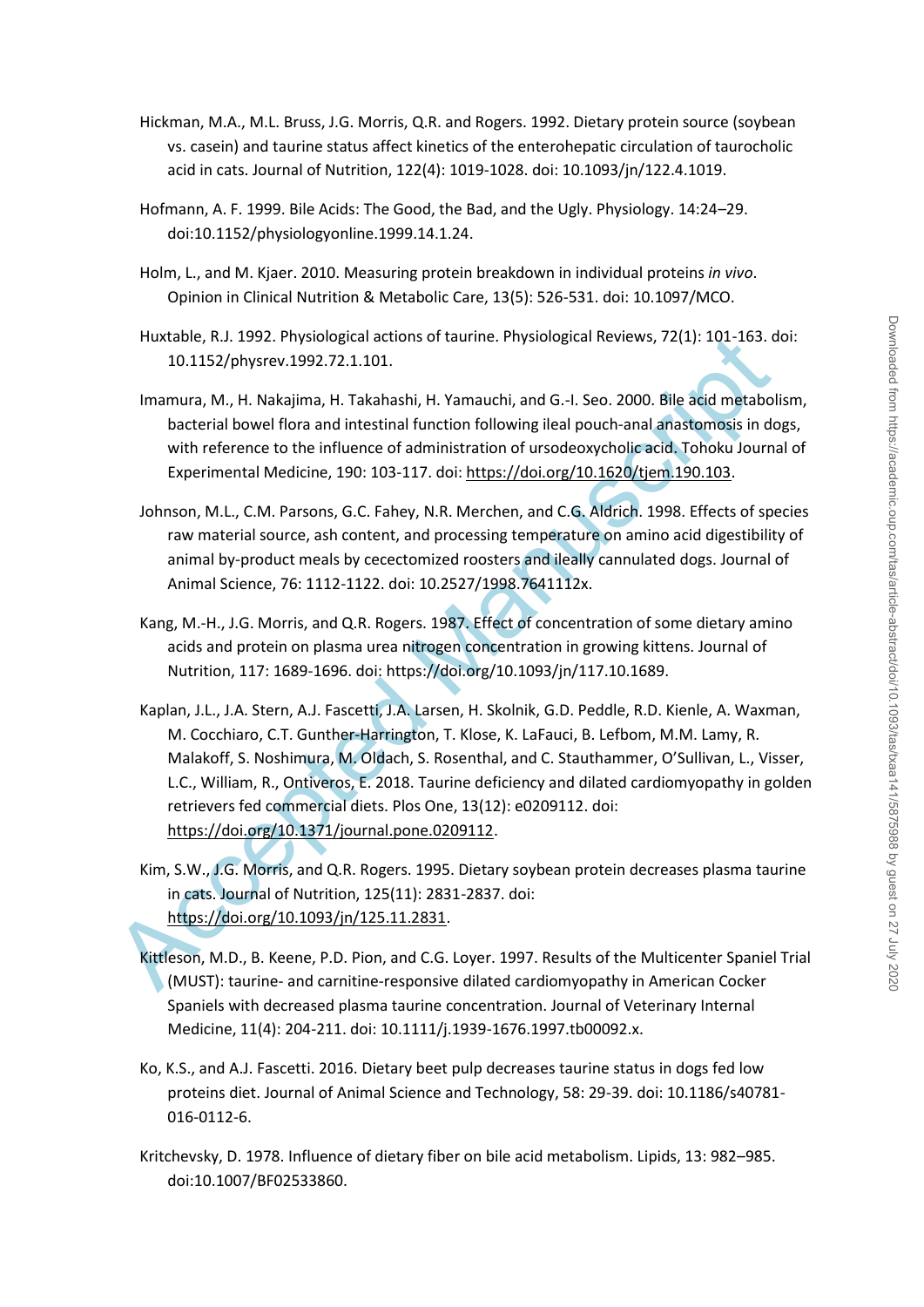Hickman, M.A., M.L. Bruss, J.G. Morris, Q.R. and Rogers. 1992. Dietary protein source (soybean vs. casein) and taurine status affect kinetics of the enterohepatic circulation of taurocholic acid in cats. Journal of Nutrition, 122(4): 1019-1028. doi: 10.1093/jn/122.4.1019.

Hofmann, A. F. 1999. Bile Acids: The Good, the Bad, and the Ugly. Physiology. 14:24–29. doi:10.1152/physiologyonline.1999.14.1.24.

Holm, L., and M. Kjaer. 2010. Measuring protein breakdown in individual proteins *in vivo*. Opinion in Clinical Nutrition & Metabolic Care, 13(5): 526-531. doi: 10.1097/MCO.

Huxtable, R.J. 1992. Physiological actions of taurine. Physiological Reviews, 72(1): 101-163. doi: 10.1152/physrev.1992.72.1.101.

Imamura, M., H. Nakajima, H. Takahashi, H. Yamauchi, and G.-I. Seo. 2000. Bile acid metabolism, bacterial bowel flora and intestinal function following ileal pouch-anal anastomosis in dogs, with reference to the influence of administration of ursodeoxycholic acid. Tohoku Journal of Experimental Medicine, 190: 103-117. doi: https://doi.org/10.1620/tjem.190.103.

Johnson, M.L., C.M. Parsons, G.C. Fahey, N.R. Merchen, and C.G. Aldrich. 1998. Effects of species raw material source, ash content, and processing temperature on amino acid digestibility of animal by-product meals by cecectomized roosters and ileally cannulated dogs. Journal of Animal Science, 76: 1112-1122. doi: 10.2527/1998.7641112x.

Kang, M.-H., J.G. Morris, and Q.R. Rogers. 1987. Effect of concentration of some dietary amino acids and protein on plasma urea nitrogen concentration in growing kittens. Journal of Nutrition, 117: 1689-1696. doi: https://doi.org/10.1093/jn/117.10.1689.

Kaplan, J.L., J.A. Stern, A.J. Fascetti, J.A. Larsen, H. Skolnik, G.D. Peddle, R.D. Kienle, A. Waxman, M. Cocchiaro, C.T. Gunther-Harrington, T. Klose, K. LaFauci, B. Lefbom, M.M. Lamy, R. Malakoff, S. Noshimura, M. Oldach, S. Rosenthal, and C. Stauthammer, O'Sullivan, L., Visser, L.C., William, R., Ontiveros, E. 2018. Taurine deficiency and dilated cardiomyopathy in golden retrievers fed commercial diets. Plos One, 13(12): e0209112. doi: https://doi.org/10.1371/journal.pone.0209112.

Kim, S.W., J.G. Morris, and Q.R. Rogers. 1995. Dietary soybean protein decreases plasma taurine in cats. Journal of Nutrition, 125(11): 2831-2837. doi: https://doi.org/10.1093/jn/125.11.2831.

Kittleson, M.D., B. Keene, P.D. Pion, and C.G. Loyer. 1997. Results of the Multicenter Spaniel Trial (MUST): taurine- and carnitine-responsive dilated cardiomyopathy in American Cocker Spaniels with decreased plasma taurine concentration. Journal of Veterinary Internal Medicine, 11(4): 204-211. doi: 10.1111/j.1939-1676.1997.tb00092.x.

Ko, K.S., and A.J. Fascetti. 2016. Dietary beet pulp decreases taurine status in dogs fed low proteins diet. Journal of Animal Science and Technology, 58: 29-39. doi: 10.1186/s40781-016-0112-6.

Kritchevsky, D. 1978. Influence of dietary fiber on bile acid metabolism. Lipids, 13: 982–985. doi:10.1007/BF02533860.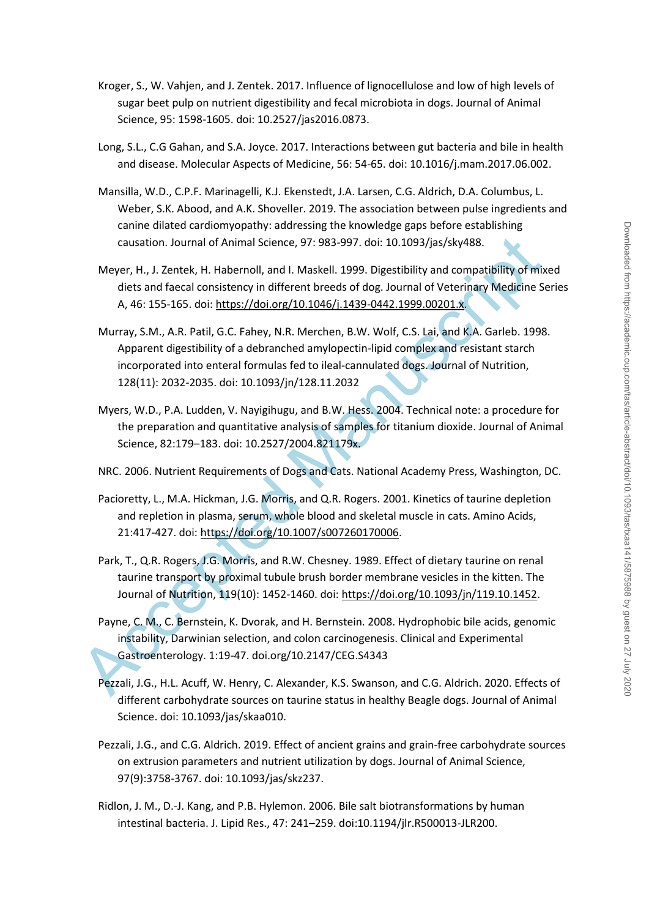Kroger, S., W. Vahjen, and J. Zentek. 2017. Influence of lignocellulose and low of high levels of sugar beet pulp on nutrient digestibility and fecal microbiota in dogs. Journal of Animal Science, 95: 1598-1605. doi: 10.2527/jas2016.0873.

Long, S.L., C.G Gahan, and S.A. Joyce. 2017. Interactions between gut bacteria and bile in health and disease. Molecular Aspects of Medicine, 56: 54-65. doi: 10.1016/j.mam.2017.06.002.

Mansilla, W.D., C.P.F. Marinagelli, K.J. Ekenstedt, J.A. Larsen, C.G. Aldrich, D.A. Columbus, L. Weber, S.K. Abood, and A.K. Shoveller. 2019. The association between pulse ingredients and canine dilated cardiomyopathy: addressing the knowledge gaps before establishing causation. Journal of Animal Science, 97: 983-997. doi: 10.1093/jas/sky488.

Meyer, H., J. Zentek, H. Habernoll, and I. Maskell. 1999. Digestibility and compatibility of mixed diets and faecal consistency in different breeds of dog. Journal of Veterinary Medicine Series A, 46: 155-165. doi: https://doi.org/10.1046/j.1439-0442.1999.00201.x.

Murray, S.M., A.R. Patil, G.C. Fahey, N.R. Merchen, B.W. Wolf, C.S. Lai, and K.A. Garleb. 1998. Apparent digestibility of a debranched amylopectin-lipid complex and resistant starch incorporated into enteral formulas fed to ileal-cannulated dogs. Journal of Nutrition, 128(11): 2032-2035. doi: 10.1093/jn/128.11.2032

Myers, W.D., P.A. Ludden, V. Nayigihugu, and B.W. Hess. 2004. Technical note: a procedure for the preparation and quantitative analysis of samples for titanium dioxide. Journal of Animal Science, 82:179–183. doi: 10.2527/2004.821179x.

NRC. 2006. Nutrient Requirements of Dogs and Cats. National Academy Press, Washington, DC.

Pacioretty, L., M.A. Hickman, J.G. Morris, and Q.R. Rogers. 2001. Kinetics of taurine depletion and repletion in plasma, serum, whole blood and skeletal muscle in cats. Amino Acids, 21:417-427. doi: https://doi.org/10.1007/s007260170006.

Park, T., Q.R. Rogers, J.G. Morris, and R.W. Chesney. 1989. Effect of dietary taurine on renal taurine transport by proximal tubule brush border membrane vesicles in the kitten. The Journal of Nutrition, 119(10): 1452-1460. doi: https://doi.org/10.1093/jn/119.10.1452.

Payne, C. M., C. Bernstein, K. Dvorak, and H. Bernstein. 2008. Hydrophobic bile acids, genomic instability, Darwinian selection, and colon carcinogenesis. Clinical and Experimental Gastroenterology. 1:19-47. doi.org/10.2147/CEG.S4343

Pezzali, J.G., H.L. Acuff, W. Henry, C. Alexander, K.S. Swanson, and C.G. Aldrich. 2020. Effects of different carbohydrate sources on taurine status in healthy Beagle dogs. Journal of Animal Science. doi: 10.1093/jas/skaa010.

Pezzali, J.G., and C.G. Aldrich. 2019. Effect of ancient grains and grain-free carbohydrate sources on extrusion parameters and nutrient utilization by dogs. Journal of Animal Science, 97(9):3758-3767. doi: 10.1093/jas/skz237.

Ridlon, J. M., D.-J. Kang, and P.B. Hylemon. 2006. Bile salt biotransformations by human intestinal bacteria. J. Lipid Res., 47: 241–259. doi:10.1194/jlr.R500013-JLR200.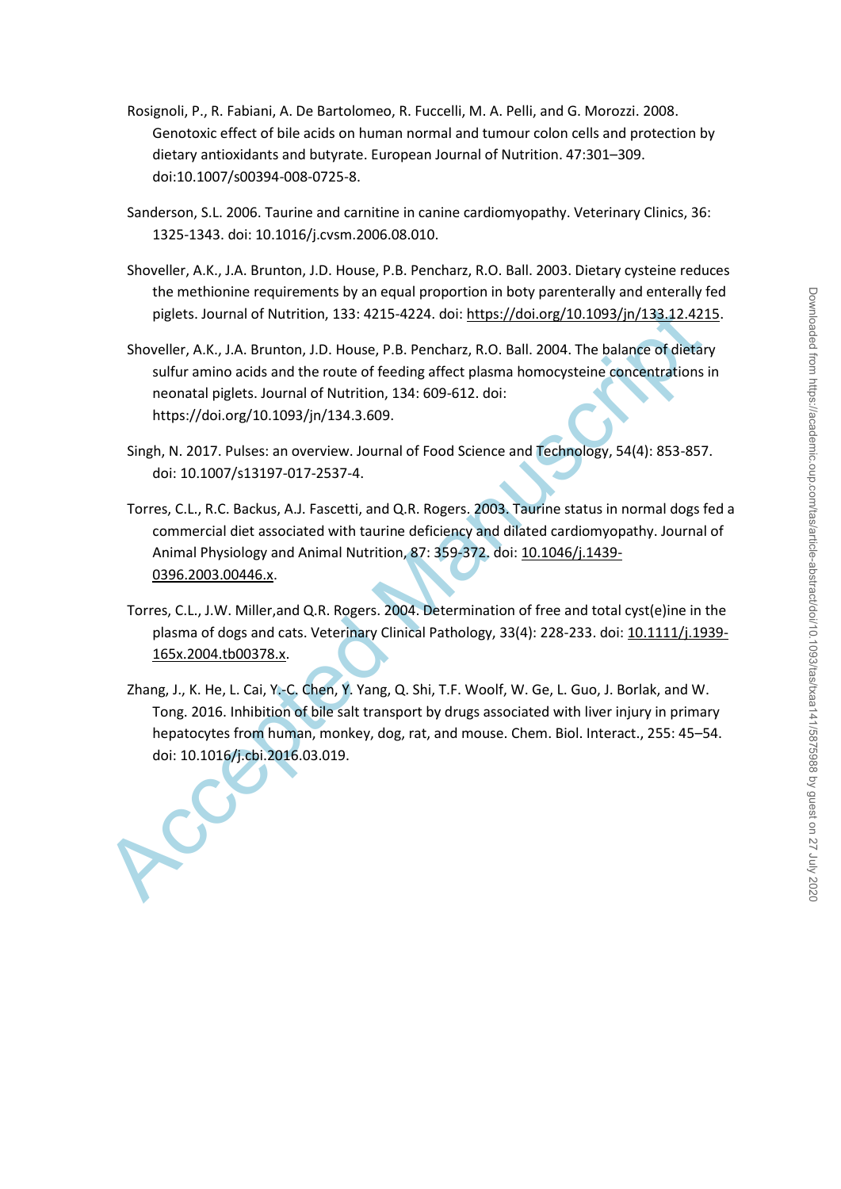Rosignoli, P., R. Fabiani, A. De Bartolomeo, R. Fuccelli, M. A. Pelli, and G. Morozzi. 2008. Genotoxic effect of bile acids on human normal and tumour colon cells and protection by dietary antioxidants and butyrate. European Journal of Nutrition. 47:301–309. doi:10.1007/s00394-008-0725-8.

Sanderson, S.L. 2006. Taurine and carnitine in canine cardiomyopathy. Veterinary Clinics, 36: 1325-1343. doi: 10.1016/j.cvsm.2006.08.010.

Shoveller, A.K., J.A. Brunton, J.D. House, P.B. Pencharz, R.O. Ball. 2003. Dietary cysteine reduces the methionine requirements by an equal proportion in boty parenterally and enterally fed piglets. Journal of Nutrition, 133: 4215-4224. doi: https://doi.org/10.1093/jn/133.12.4215.

Shoveller, A.K., J.A. Brunton, J.D. House, P.B. Pencharz, R.O. Ball. 2004. The balance of dietary sulfur amino acids and the route of feeding affect plasma homocysteine concentrations in neonatal piglets. Journal of Nutrition, 134: 609-612. doi: https://doi.org/10.1093/jn/134.3.609.

Singh, N. 2017. Pulses: an overview. Journal of Food Science and Technology, 54(4): 853-857. doi: 10.1007/s13197-017-2537-4.

Torres, C.L., R.C. Backus, A.J. Fascetti, and Q.R. Rogers. 2003. Taurine status in normal dogs fed a commercial diet associated with taurine deficiency and dilated cardiomyopathy. Journal of Animal Physiology and Animal Nutrition, 87: 359-372. doi: 10.1046/j.1439-0396.2003.00446.x.

Torres, C.L., J.W. Miller,and Q.R. Rogers. 2004. Determination of free and total cyst(e)ine in the plasma of dogs and cats. Veterinary Clinical Pathology, 33(4): 228-233. doi: 10.1111/j.1939-165x.2004.tb00378.x.

Zhang, J., K. He, L. Cai, Y.-C. Chen, Y. Yang, Q. Shi, T.F. Woolf, W. Ge, L. Guo, J. Borlak, and W. Tong. 2016. Inhibition of bile salt transport by drugs associated with liver injury in primary hepatocytes from human, monkey, dog, rat, and mouse. Chem. Biol. Interact., 255: 45–54. doi: 10.1016/j.cbi.2016.03.019.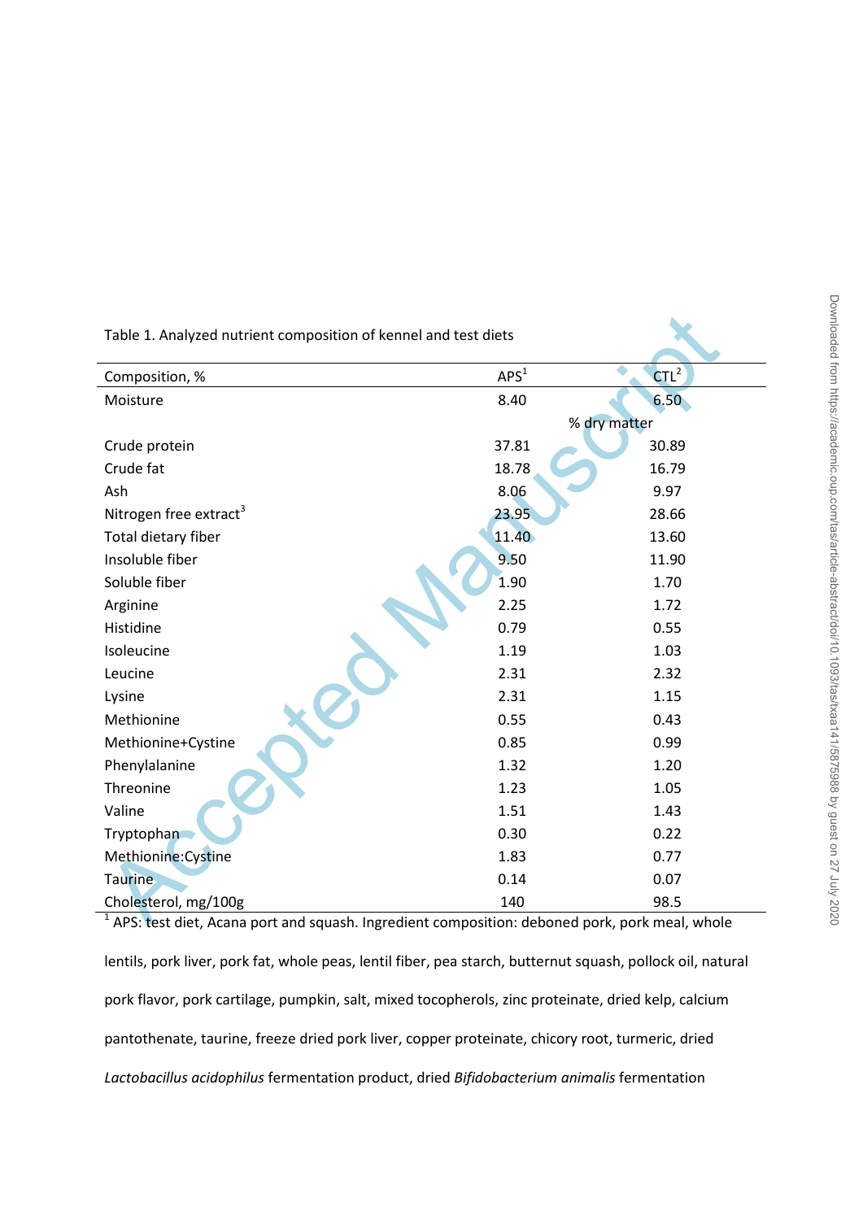Table 1. Analyzed nutrient composition of kennel and test diets

| Composition, % | APS[1] | CTL[2] |
|---|---|---|
| Moisture | 8.40 | 6.50 |
| | % dry matter | |
| Crude protein | 37.81 | 30.89 |
| Crude fat | 18.78 | 16.79 |
| Ash | 8.06 | 9.97 |
| Nitrogen free extract[3] | 23.95 | 28.66 |
| Total dietary fiber | 11.40 | 13.60 |
| Insoluble fiber | 9.50 | 11.90 |
| Soluble fiber | 1.90 | 1.70 |
| Arginine | 2.25 | 1.72 |
| Histidine | 0.79 | 0.55 |
| Isoleucine | 1.19 | 1.03 |
| Leucine | 2.31 | 2.32 |
| Lysine | 2.31 | 1.15 |
| Methionine | 0.55 | 0.43 |
| Methionine+Cystine | 0.85 | 0.99 |
| Phenylalanine | 1.32 | 1.20 |
| Threonine | 1.23 | 1.05 |
| Valine | 1.51 | 1.43 |
| Tryptophan | 0.30 | 0.22 |
| Methionine:Cystine | 1.83 | 0.77 |
| Taurine | 0.14 | 0.07 |
| Cholesterol, mg/100g | 140 | 98.5 |

[1] APS: test diet, Acana port and squash. Ingredient composition: deboned pork, pork meal, whole lentils, pork liver, pork fat, whole peas, lentil fiber, pea starch, butternut squash, pollock oil, natural pork flavor, pork cartilage, pumpkin, salt, mixed tocopherols, zinc proteinate, dried kelp, calcium pantothenate, taurine, freeze dried pork liver, copper proteinate, chicory root, turmeric, dried *Lactobacillus acidophilus* fermentation product, dried *Bifidobacterium animalis* fermentation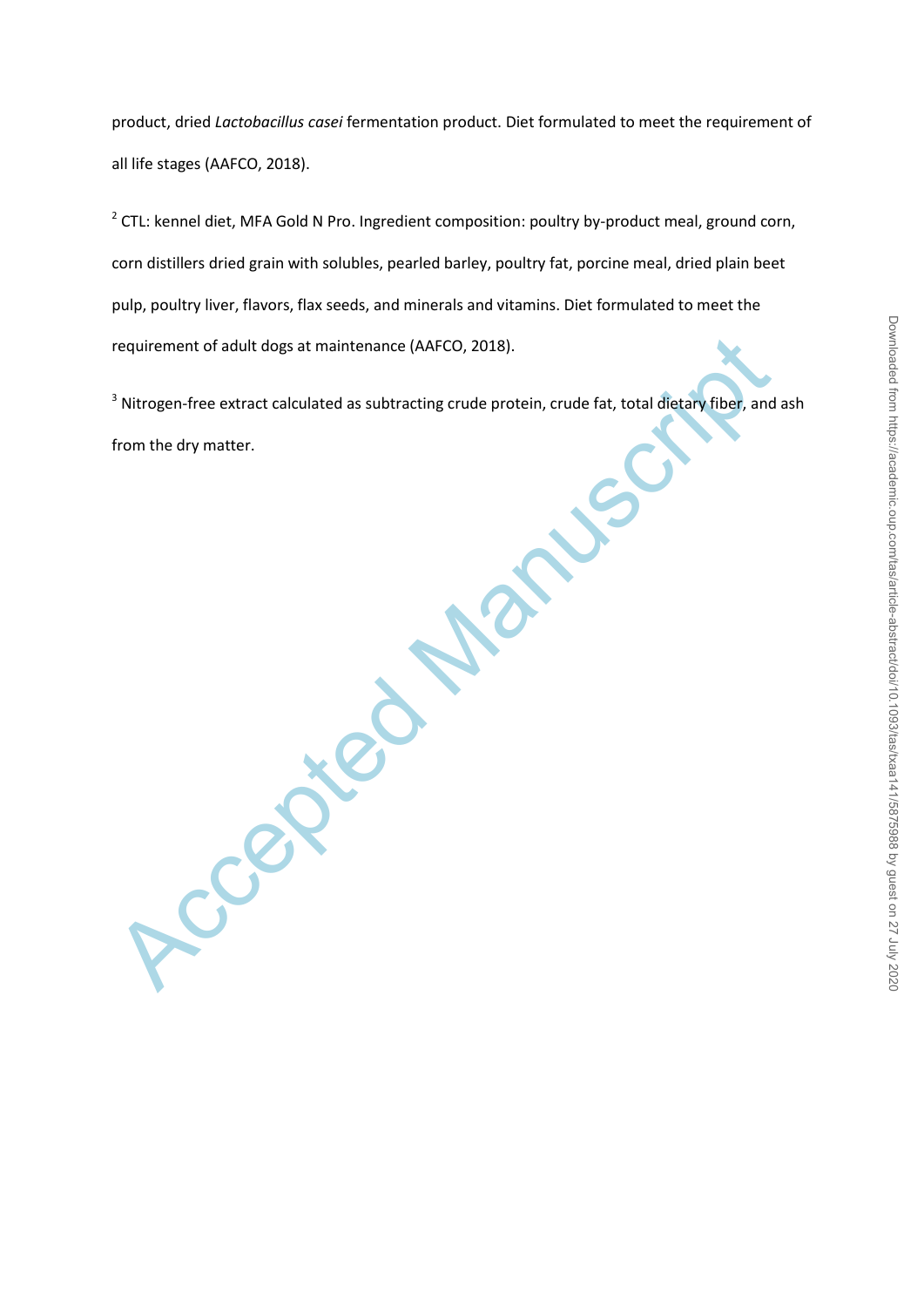product, dried *Lactobacillus casei* fermentation product. Diet formulated to meet the requirement of all life stages (AAFCO, 2018).

[2] CTL: kennel diet, MFA Gold N Pro. Ingredient composition: poultry by-product meal, ground corn, corn distillers dried grain with solubles, pearled barley, poultry fat, porcine meal, dried plain beet pulp, poultry liver, flavors, flax seeds, and minerals and vitamins. Diet formulated to meet the requirement of adult dogs at maintenance (AAFCO, 2018).

[3] Nitrogen-free extract calculated as subtracting crude protein, crude fat, total dietary fiber, and ash from the dry matter.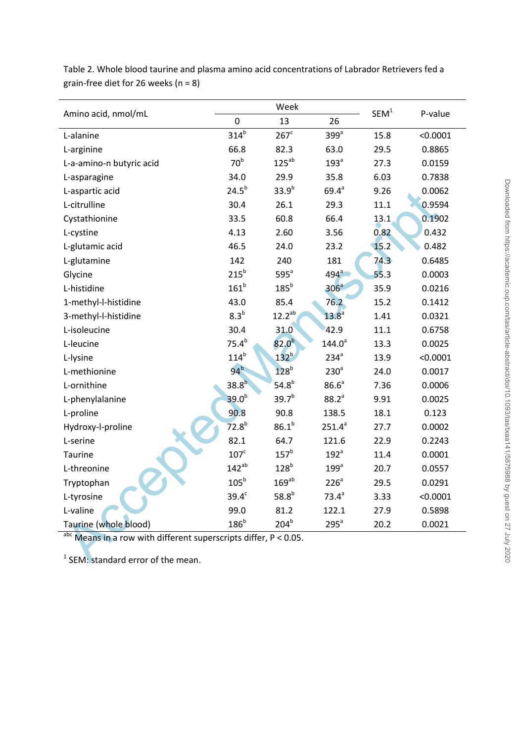Table 2. Whole blood taurine and plasma amino acid concentrations of Labrador Retrievers fed a grain-free diet for 26 weeks (n = 8)

| Amino acid, nmol/mL | Week | | | SEM[1] | P-value |
|---|---|---|---|---|---|
| | 0 | 13 | 26 | | |
| L-alanine | 314[b] | 267[c] | 399[a] | 15.8 | <0.0001 |
| L-arginine | 66.8 | 82.3 | 63.0 | 29.5 | 0.8865 |
| L-a-amino-n butyric acid | 70[b] | 125[ab] | 193[a] | 27.3 | 0.0159 |
| L-asparagine | 34.0 | 29.9 | 35.8 | 6.03 | 0.7838 |
| L-aspartic acid | 24.5[b] | 33.9[b] | 69.4[a] | 9.26 | 0.0062 |
| L-citrulline | 30.4 | 26.1 | 29.3 | 11.1 | 0.9594 |
| Cystathionine | 33.5 | 60.8 | 66.4 | 13.1 | 0.1902 |
| L-cystine | 4.13 | 2.60 | 3.56 | 0.82 | 0.432 |
| L-glutamic acid | 46.5 | 24.0 | 23.2 | 15.2 | 0.482 |
| L-glutamine | 142 | 240 | 181 | 74.3 | 0.6485 |
| Glycine | 215[b] | 595[a] | 494[a] | 55.3 | 0.0003 |
| L-histidine | 161[b] | 185[b] | 306[a] | 35.9 | 0.0216 |
| 1-methyl-l-histidine | 43.0 | 85.4 | 76.2 | 15.2 | 0.1412 |
| 3-methyl-l-histidine | 8.3[b] | 12.2[ab] | 13.8[a] | 1.41 | 0.0321 |
| L-isoleucine | 30.4 | 31.0 | 42.9 | 11.1 | 0.6758 |
| L-leucine | 75.4[b] | 82.0[b] | 144.0[a] | 13.3 | 0.0025 |
| L-lysine | 114[b] | 132[b] | 234[a] | 13.9 | <0.0001 |
| L-methionine | 94[b] | 128[b] | 230[a] | 24.0 | 0.0017 |
| L-ornithine | 38.8[b] | 54.8[b] | 86.6[a] | 7.36 | 0.0006 |
| L-phenylalanine | 39.0[b] | 39.7[b] | 88.2[a] | 9.91 | 0.0025 |
| L-proline | 90.8 | 90.8 | 138.5 | 18.1 | 0.123 |
| Hydroxy-l-proline | 72.8[b] | 86.1[b] | 251.4[a] | 27.7 | 0.0002 |
| L-serine | 82.1 | 64.7 | 121.6 | 22.9 | 0.2243 |
| Taurine | 107[c] | 157[b] | 192[a] | 11.4 | 0.0001 |
| L-threonine | 142[ab] | 128[b] | 199[a] | 20.7 | 0.0557 |
| Tryptophan | 105[b] | 169[ab] | 226[a] | 29.5 | 0.0291 |
| L-tyrosine | 39.4[c] | 58.8[b] | 73.4[a] | 3.33 | <0.0001 |
| L-valine | 99.0 | 81.2 | 122.1 | 27.9 | 0.5898 |
| Taurine (whole blood) | 186[b] | 204[b] | 295[a] | 20.2 | 0.0021 |

[abc] Means in a row with different superscripts differ, $P < 0.05$.

[1] SEM: standard error of the mean.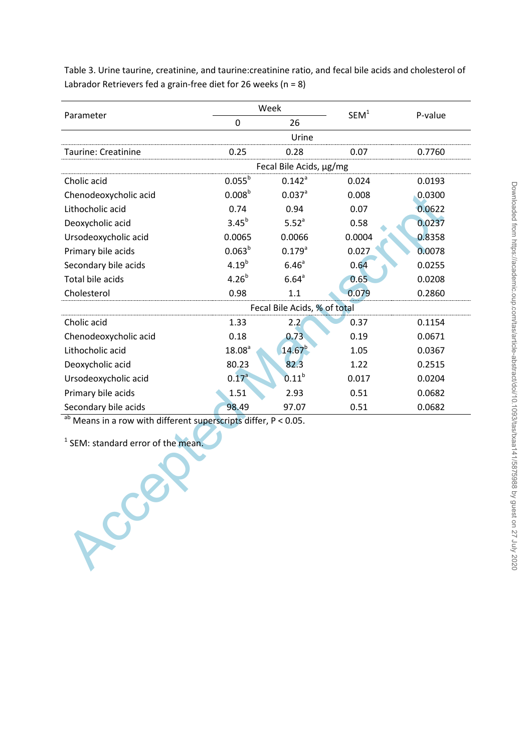Table 3. Urine taurine, creatinine, and taurine:creatinine ratio, and fecal bile acids and cholesterol of Labrador Retrievers fed a grain-free diet for 26 weeks (n = 8)

| Parameter | Week 0 | Week 26 | SEM[1] | P-value |
|---|---|---|---|---|
| **Urine** | | | | |
| Taurine: Creatinine | 0.25 | 0.28 | 0.07 | 0.7760 |
| **Fecal Bile Acids, μg/mg** | | | | |
| Cholic acid | 0.055[b] | 0.142[a] | 0.024 | 0.0193 |
| Chenodeoxycholic acid | 0.008[b] | 0.037[a] | 0.008 | 0.0300 |
| Lithocholic acid | 0.74 | 0.94 | 0.07 | 0.0622 |
| Deoxycholic acid | 3.45[b] | 5.52[a] | 0.58 | 0.0237 |
| Ursodeoxycholic acid | 0.0065 | 0.0066 | 0.0004 | 0.8358 |
| Primary bile acids | 0.063[b] | 0.179[a] | 0.027 | 0.0078 |
| Secondary bile acids | 4.19[b] | 6.46[a] | 0.64 | 0.0255 |
| Total bile acids | 4.26[b] | 6.64[a] | 0.65 | 0.0208 |
| Cholesterol | 0.98 | 1.1 | 0.079 | 0.2860 |
| **Fecal Bile Acids, % of total** | | | | |
| Cholic acid | 1.33 | 2.2 | 0.37 | 0.1154 |
| Chenodeoxycholic acid | 0.18 | 0.73 | 0.19 | 0.0671 |
| Lithocholic acid | 18.08[a] | 14.67[b] | 1.05 | 0.0367 |
| Deoxycholic acid | 80.23 | 82.3 | 1.22 | 0.2515 |
| Ursodeoxycholic acid | 0.17[a] | 0.11[b] | 0.017 | 0.0204 |
| Primary bile acids | 1.51 | 2.93 | 0.51 | 0.0682 |
| Secondary bile acids | 98.49 | 97.07 | 0.51 | 0.0682 |

[ab] Means in a row with different superscripts differ, $P < 0.05$.

[1] SEM: standard error of the mean.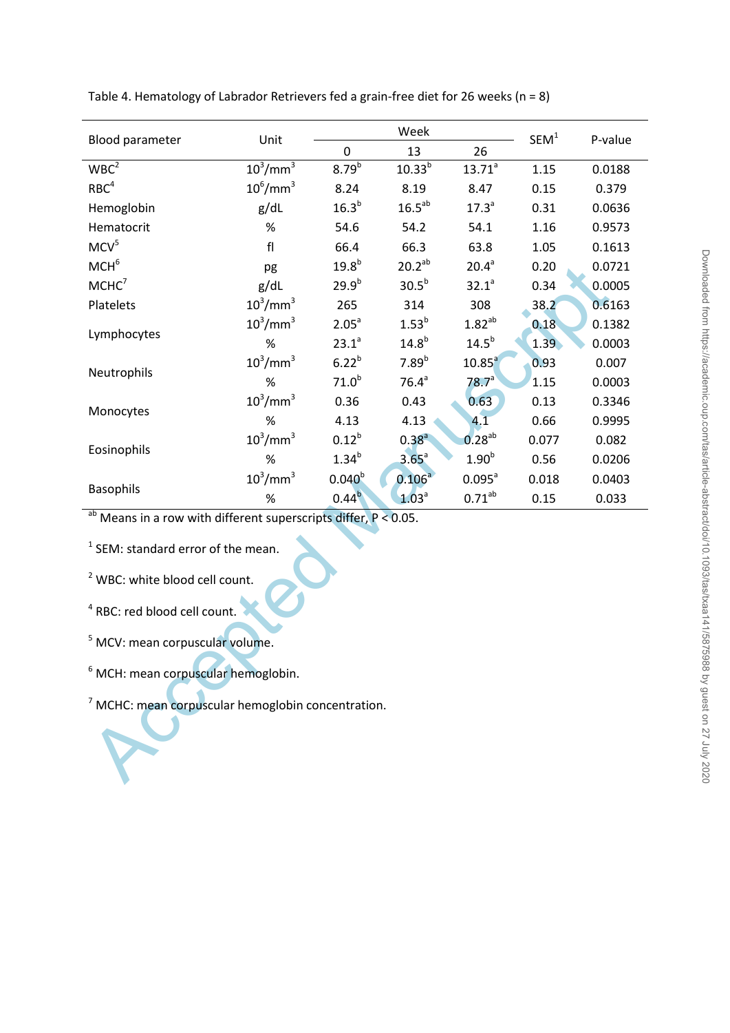Table 4. Hematology of Labrador Retrievers fed a grain-free diet for 26 weeks (n = 8)

| Blood parameter | Unit | Week | | | SEM[1] | P-value |
|---|---|---|---|---|---|---|
| | | 0 | 13 | 26 | | |
| WBC[2] | $10^3/mm^3$ | $8.79^b$ | $10.33^b$ | $13.71^a$ | 1.15 | 0.0188 |
| RBC[4] | $10^6/mm^3$ | 8.24 | 8.19 | 8.47 | 0.15 | 0.379 |
| Hemoglobin | g/dL | $16.3^b$ | $16.5^{ab}$ | $17.3^a$ | 0.31 | 0.0636 |
| Hematocrit | % | 54.6 | 54.2 | 54.1 | 1.16 | 0.9573 |
| MCV[5] | fl | 66.4 | 66.3 | 63.8 | 1.05 | 0.1613 |
| MCH[6] | pg | $19.8^b$ | $20.2^{ab}$ | $20.4^a$ | 0.20 | 0.0721 |
| MCHC[7] | g/dL | $29.9^b$ | $30.5^b$ | $32.1^a$ | 0.34 | 0.0005 |
| Platelets | $10^3/mm^3$ | 265 | 314 | 308 | 38.2 | 0.6163 |
| Lymphocytes | $10^3/mm^3$ | $2.05^a$ | $1.53^b$ | $1.82^{ab}$ | 0.18 | 0.1382 |
| | % | $23.1^a$ | $14.8^b$ | $14.5^b$ | 1.39 | 0.0003 |
| Neutrophils | $10^3/mm^3$ | $6.22^b$ | $7.89^b$ | $10.85^a$ | 0.93 | 0.007 |
| | % | $71.0^b$ | $76.4^a$ | $78.7^a$ | 1.15 | 0.0003 |
| Monocytes | $10^3/mm^3$ | 0.36 | 0.43 | 0.63 | 0.13 | 0.3346 |
| | % | 4.13 | 4.13 | 4.1 | 0.66 | 0.9995 |
| Eosinophils | $10^3/mm^3$ | $0.12^b$ | $0.38^a$ | $0.28^{ab}$ | 0.077 | 0.082 |
| | % | $1.34^b$ | $3.65^a$ | $1.90^b$ | 0.56 | 0.0206 |
| Basophils | $10^3/mm^3$ | $0.040^b$ | $0.106^a$ | $0.095^a$ | 0.018 | 0.0403 |
| | % | $0.44^b$ | $1.03^a$ | $0.71^{ab}$ | 0.15 | 0.033 |

[ab] Means in a row with different superscripts differ, $P < 0.05$.

[1] SEM: standard error of the mean.

[2] WBC: white blood cell count.

[4] RBC: red blood cell count.

[5] MCV: mean corpuscular volume.

[6] MCH: mean corpuscular hemoglobin.

[7] MCHC: mean corpuscular hemoglobin concentration.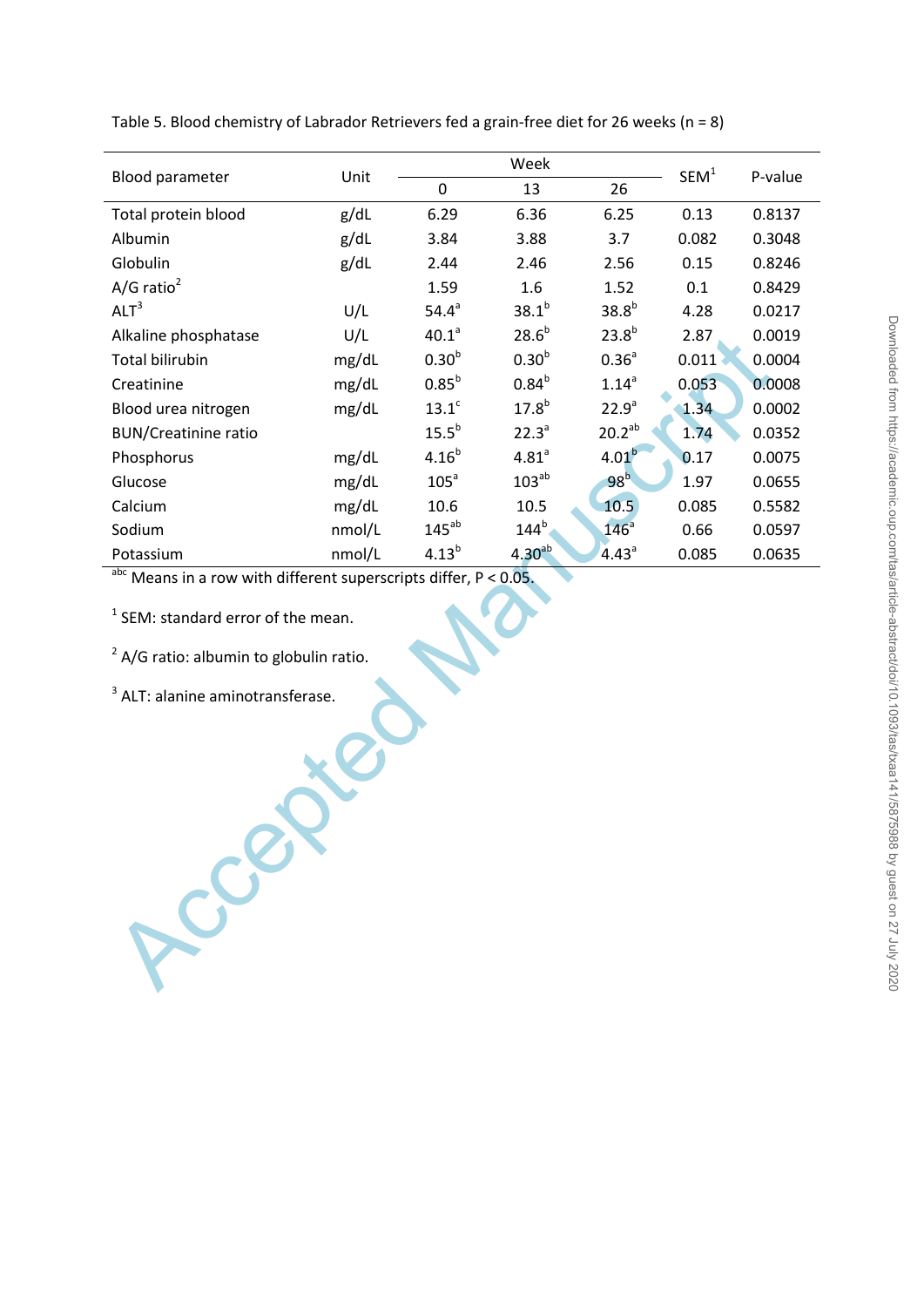Table 5. Blood chemistry of Labrador Retrievers fed a grain-free diet for 26 weeks (n = 8)

| Blood parameter | Unit | Week | | | SEM[1] | P-value |
|---|---|---|---|---|---|---|
| | | 0 | 13 | 26 | | |
| Total protein blood | g/dL | 6.29 | 6.36 | 6.25 | 0.13 | 0.8137 |
| Albumin | g/dL | 3.84 | 3.88 | 3.7 | 0.082 | 0.3048 |
| Globulin | g/dL | 2.44 | 2.46 | 2.56 | 0.15 | 0.8246 |
| A/G ratio[2] | | 1.59 | 1.6 | 1.52 | 0.1 | 0.8429 |
| ALT[3] | U/L | 54.4[a] | 38.1[b] | 38.8[b] | 4.28 | 0.0217 |
| Alkaline phosphatase | U/L | 40.1[a] | 28.6[b] | 23.8[b] | 2.87 | 0.0019 |
| Total bilirubin | mg/dL | 0.30[b] | 0.30[b] | 0.36[a] | 0.011 | 0.0004 |
| Creatinine | mg/dL | 0.85[b] | 0.84[b] | 1.14[a] | 0.053 | 0.0008 |
| Blood urea nitrogen | mg/dL | 13.1[c] | 17.8[b] | 22.9[a] | 1.34 | 0.0002 |
| BUN/Creatinine ratio | | 15.5[b] | 22.3[a] | 20.2[ab] | 1.74 | 0.0352 |
| Phosphorus | mg/dL | 4.16[b] | 4.81[a] | 4.01[b] | 0.17 | 0.0075 |
| Glucose | mg/dL | 105[a] | 103[ab] | 98[b] | 1.97 | 0.0655 |
| Calcium | mg/dL | 10.6 | 10.5 | 10.5 | 0.085 | 0.5582 |
| Sodium | nmol/L | 145[ab] | 144[b] | 146[a] | 0.66 | 0.0597 |
| Potassium | nmol/L | 4.13[b] | 4.30[ab] | 4.43[a] | 0.085 | 0.0635 |

[abc] Means in a row with different superscripts differ, $P < 0.05$.

[1] SEM: standard error of the mean.

[2] A/G ratio: albumin to globulin ratio.

[3] ALT: alanine aminotransferase.